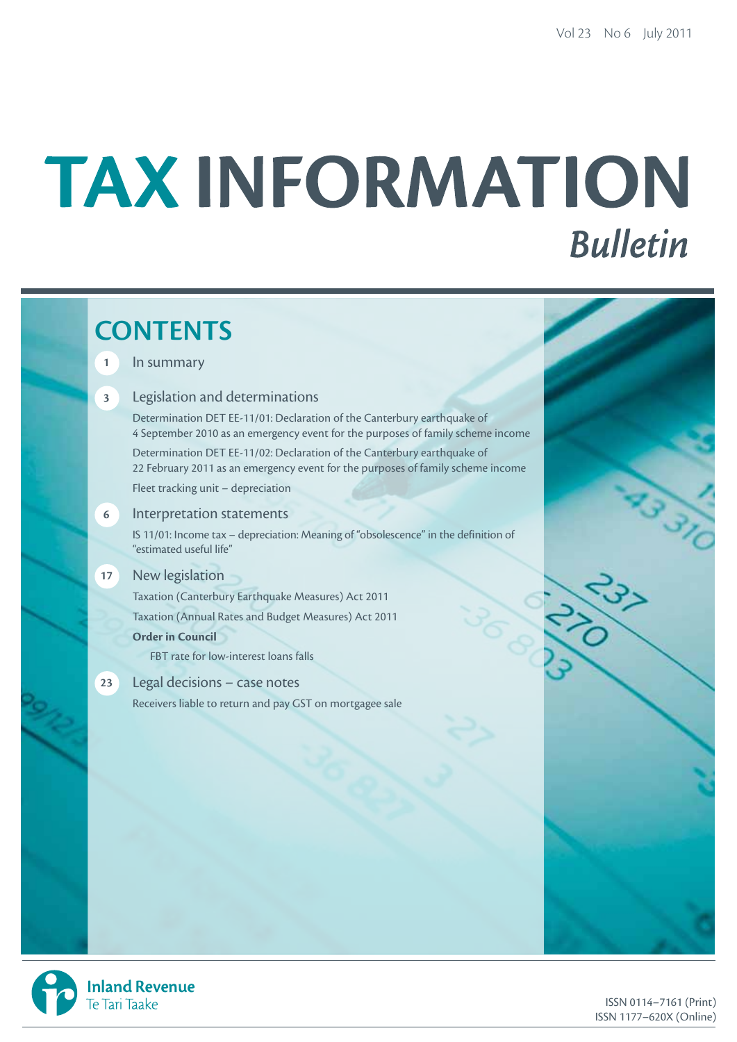Vol 23 No 6 July 2011

# TAX INFORMATION *Bulletin*

## CONTENTS

**1** In summary

**3** Legislation and determinations

Determination DET EE-11/01: Declaration of the Canterbury earthquake of 4 September 2010 as an emergency event for the purposes of family scheme income

Determination DET EE-11/02: Declaration of the Canterbury earthquake of 22 February 2011 as an emergency event for the purposes of family scheme income

Fleet tracking unit – depreciation

**6** Interpretation statements

IS 11/01: Income tax – depreciation: Meaning of "obsolescence" in the definition of "estimated useful life"

**17** New legislation

Taxation (Canterbury Earthquake Measures) Act 2011

Taxation (Annual Rates and Budget Measures) Act 2011

**Order in Council**

FBT rate for low-interest loans falls

**23** Legal decisions – case notes

Receivers liable to return and pay GST on mortgagee sale

Inland Revenue
Te Tari Taake

ISSN 0114–7161 (Print)
ISSN 1177–620X (Online)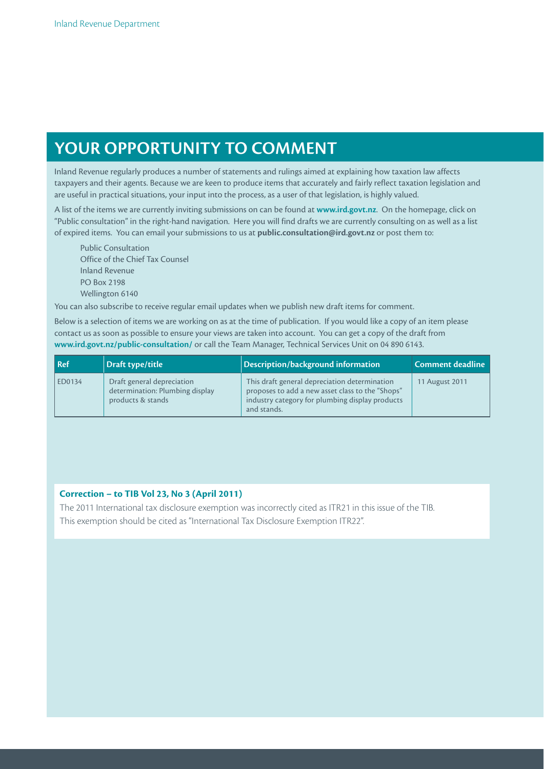## YOUR OPPORTUNITY TO COMMENT

Inland Revenue regularly produces a number of statements and rulings aimed at explaining how taxation law affects taxpayers and their agents. Because we are keen to produce items that accurately and fairly reflect taxation legislation and are useful in practical situations, your input into the process, as a user of that legislation, is highly valued.

A list of the items we are currently inviting submissions on can be found at **www.ird.govt.nz**. On the homepage, click on "Public consultation" in the right-hand navigation. Here you will find drafts we are currently consulting on as well as a list of expired items. You can email your submissions to us at **public.consultation@ird.govt.nz** or post them to:

Public Consultation
Office of the Chief Tax Counsel
Inland Revenue
PO Box 2198
Wellington 6140

You can also subscribe to receive regular email updates when we publish new draft items for comment.

Below is a selection of items we are working on as at the time of publication. If you would like a copy of an item please contact us as soon as possible to ensure your views are taken into account. You can get a copy of the draft from **www.ird.govt.nz/public-consultation/** or call the Team Manager, Technical Services Unit on 04 890 6143.

| Ref | Draft type/title | Description/background information | Comment deadline |
|---|---|---|---|
| ED0134 | Draft general depreciation determination: Plumbing display products & stands | This draft general depreciation determination proposes to add a new asset class to the "Shops" industry category for plumbing display products and stands. | 11 August 2011 |

**Correction – to TIB Vol 23, No 3 (April 2011)**

The 2011 International tax disclosure exemption was incorrectly cited as ITR21 in this issue of the TIB. This exemption should be cited as "International Tax Disclosure Exemption ITR22".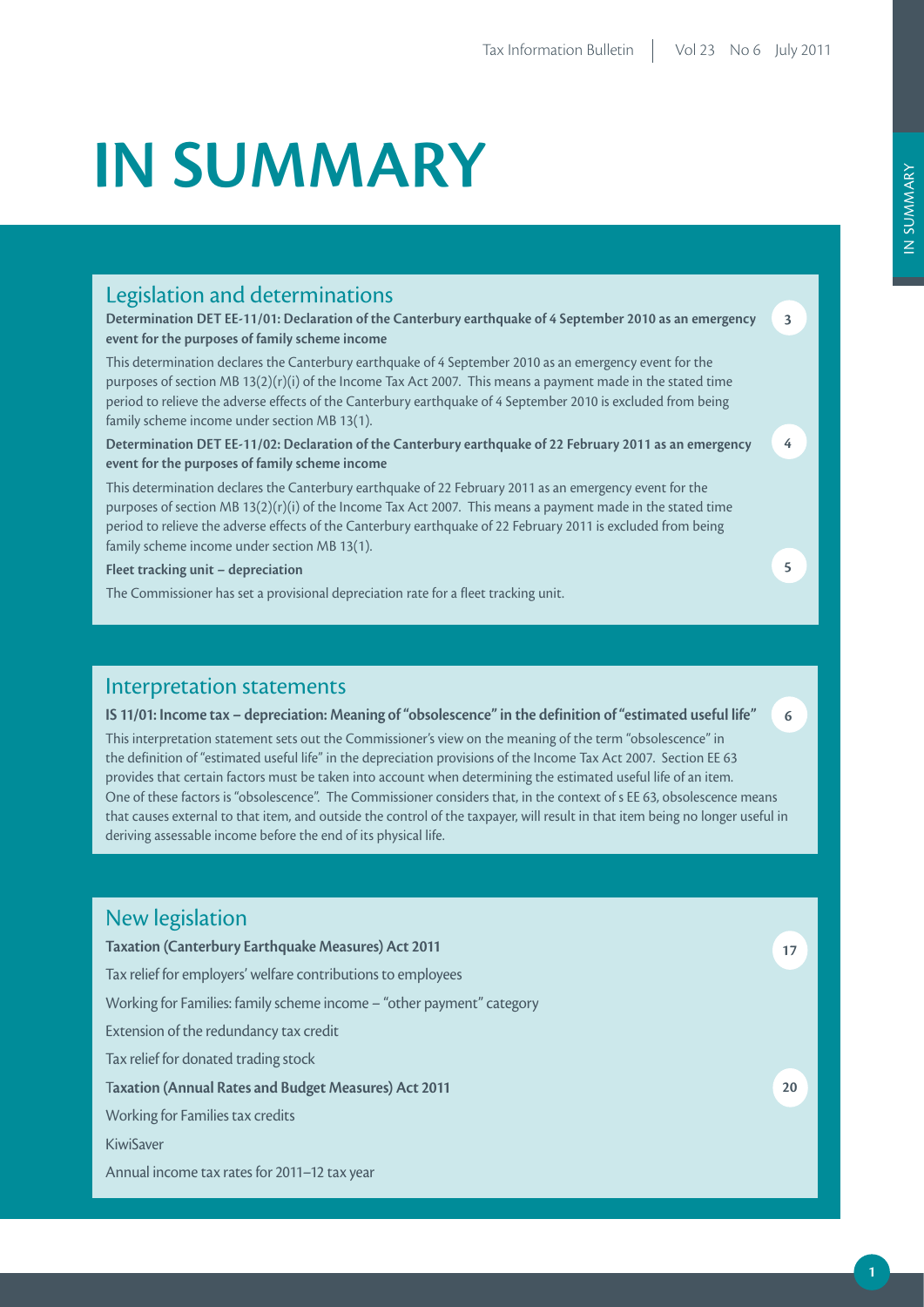# IN SUMMARY

## Legislation and determinations

**Determination DET EE-11/01: Declaration of the Canterbury earthquake of 4 September 2010 as an emergency event for the purposes of family scheme income** — 3

This determination declares the Canterbury earthquake of 4 September 2010 as an emergency event for the purposes of section MB 13(2)(r)(i) of the Income Tax Act 2007. This means a payment made in the stated time period to relieve the adverse effects of the Canterbury earthquake of 4 September 2010 is excluded from being family scheme income under section MB 13(1).

**Determination DET EE-11/02: Declaration of the Canterbury earthquake of 22 February 2011 as an emergency event for the purposes of family scheme income** — 4

This determination declares the Canterbury earthquake of 22 February 2011 as an emergency event for the purposes of section MB 13(2)(r)(i) of the Income Tax Act 2007. This means a payment made in the stated time period to relieve the adverse effects of the Canterbury earthquake of 22 February 2011 is excluded from being family scheme income under section MB 13(1).

**Fleet tracking unit – depreciation** — 5

The Commissioner has set a provisional depreciation rate for a fleet tracking unit.

## Interpretation statements

**IS 11/01: Income tax – depreciation: Meaning of "obsolescence" in the definition of "estimated useful life"** — 6

This interpretation statement sets out the Commissioner's view on the meaning of the term "obsolescence" in the definition of "estimated useful life" in the depreciation provisions of the Income Tax Act 2007. Section EE 63 provides that certain factors must be taken into account when determining the estimated useful life of an item. One of these factors is "obsolescence". The Commissioner considers that, in the context of s EE 63, obsolescence means that causes external to that item, and outside the control of the taxpayer, will result in that item being no longer useful in deriving assessable income before the end of its physical life.

## New legislation

**Taxation (Canterbury Earthquake Measures) Act 2011** — 17

Tax relief for employers' welfare contributions to employees

Working for Families: family scheme income – "other payment" category

Extension of the redundancy tax credit

Tax relief for donated trading stock

**Taxation (Annual Rates and Budget Measures) Act 2011** — 20

Working for Families tax credits

KiwiSaver

Annual income tax rates for 2011–12 tax year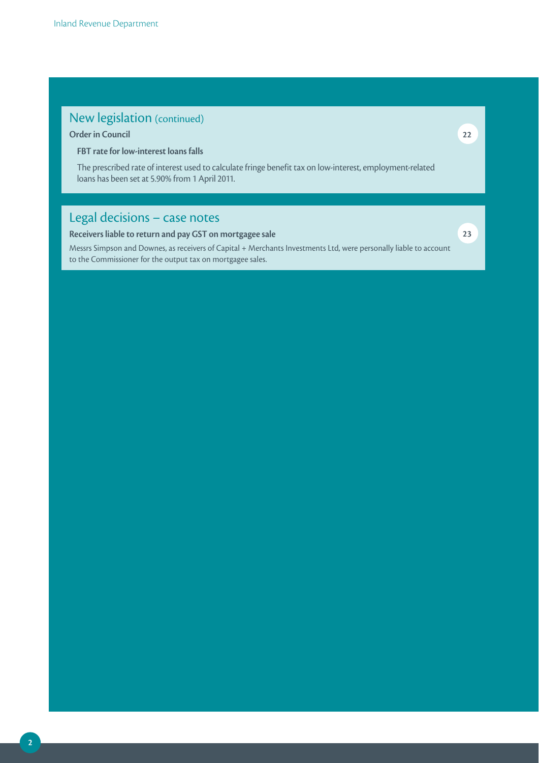## New legislation (continued)

**Order in Council** 22

**FBT rate for low-interest loans falls**

The prescribed rate of interest used to calculate fringe benefit tax on low-interest, employment-related loans has been set at 5.90% from 1 April 2011.

## Legal decisions – case notes

**Receivers liable to return and pay GST on mortgagee sale** 23

Messrs Simpson and Downes, as receivers of Capital + Merchants Investments Ltd, were personally liable to account to the Commissioner for the output tax on mortgagee sales.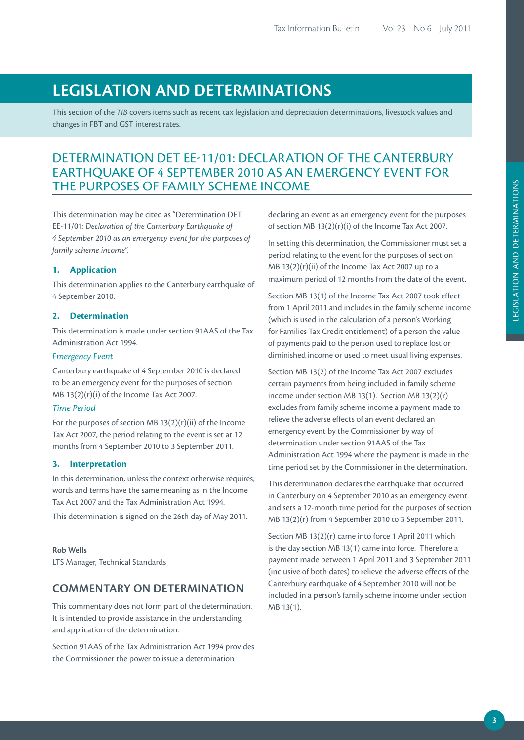# LEGISLATION AND DETERMINATIONS

This section of the *TIB* covers items such as recent tax legislation and depreciation determinations, livestock values and changes in FBT and GST interest rates.

## DETERMINATION DET EE-11/01: DECLARATION OF THE CANTERBURY EARTHQUAKE OF 4 SEPTEMBER 2010 AS AN EMERGENCY EVENT FOR THE PURPOSES OF FAMILY SCHEME INCOME

This determination may be cited as "Determination DET EE-11/01: *Declaration of the Canterbury Earthquake of 4 September 2010 as an emergency event for the purposes of family scheme income*".

### 1. Application

This determination applies to the Canterbury earthquake of 4 September 2010.

### 2. Determination

This determination is made under section 91AAS of the Tax Administration Act 1994.

*Emergency Event*

Canterbury earthquake of 4 September 2010 is declared to be an emergency event for the purposes of section MB 13(2)(r)(i) of the Income Tax Act 2007.

*Time Period*

For the purposes of section MB 13(2)(r)(ii) of the Income Tax Act 2007, the period relating to the event is set at 12 months from 4 September 2010 to 3 September 2011.

### 3. Interpretation

In this determination, unless the context otherwise requires, words and terms have the same meaning as in the Income Tax Act 2007 and the Tax Administration Act 1994.

This determination is signed on the 26th day of May 2011.

**Rob Wells**
LTS Manager, Technical Standards

## COMMENTARY ON DETERMINATION

This commentary does not form part of the determination. It is intended to provide assistance in the understanding and application of the determination.

Section 91AAS of the Tax Administration Act 1994 provides the Commissioner the power to issue a determination declaring an event as an emergency event for the purposes of section MB 13(2)(r)(i) of the Income Tax Act 2007.

In setting this determination, the Commissioner must set a period relating to the event for the purposes of section MB 13(2)(r)(ii) of the Income Tax Act 2007 up to a maximum period of 12 months from the date of the event.

Section MB 13(1) of the Income Tax Act 2007 took effect from 1 April 2011 and includes in the family scheme income (which is used in the calculation of a person's Working for Families Tax Credit entitlement) of a person the value of payments paid to the person used to replace lost or diminished income or used to meet usual living expenses.

Section MB 13(2) of the Income Tax Act 2007 excludes certain payments from being included in family scheme income under section MB 13(1). Section MB 13(2)(r) excludes from family scheme income a payment made to relieve the adverse effects of an event declared an emergency event by the Commissioner by way of determination under section 91AAS of the Tax Administration Act 1994 where the payment is made in the time period set by the Commissioner in the determination.

This determination declares the earthquake that occurred in Canterbury on 4 September 2010 as an emergency event and sets a 12-month time period for the purposes of section MB 13(2)(r) from 4 September 2010 to 3 September 2011.

Section MB 13(2)(r) came into force 1 April 2011 which is the day section MB 13(1) came into force. Therefore a payment made between 1 April 2011 and 3 September 2011 (inclusive of both dates) to relieve the adverse effects of the Canterbury earthquake of 4 September 2010 will not be included in a person's family scheme income under section MB 13(1).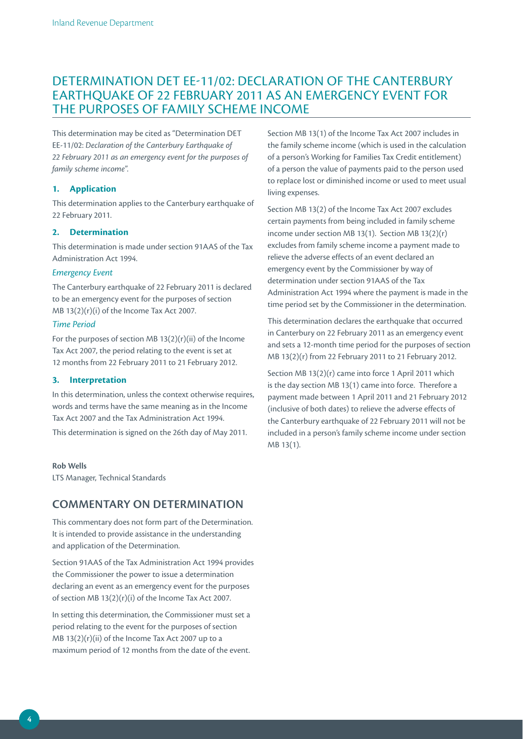# DETERMINATION DET EE-11/02: DECLARATION OF THE CANTERBURY EARTHQUAKE OF 22 FEBRUARY 2011 AS AN EMERGENCY EVENT FOR THE PURPOSES OF FAMILY SCHEME INCOME

This determination may be cited as "Determination DET EE-11/02: *Declaration of the Canterbury Earthquake of 22 February 2011 as an emergency event for the purposes of family scheme income*".

### 1. Application

This determination applies to the Canterbury earthquake of 22 February 2011.

### 2. Determination

This determination is made under section 91AAS of the Tax Administration Act 1994.

*Emergency Event*

The Canterbury earthquake of 22 February 2011 is declared to be an emergency event for the purposes of section MB 13(2)(r)(i) of the Income Tax Act 2007.

*Time Period*

For the purposes of section MB 13(2)(r)(ii) of the Income Tax Act 2007, the period relating to the event is set at 12 months from 22 February 2011 to 21 February 2012.

### 3. Interpretation

In this determination, unless the context otherwise requires, words and terms have the same meaning as in the Income Tax Act 2007 and the Tax Administration Act 1994.

This determination is signed on the 26th day of May 2011.

**Rob Wells**
LTS Manager, Technical Standards

## COMMENTARY ON DETERMINATION

This commentary does not form part of the Determination. It is intended to provide assistance in the understanding and application of the Determination.

Section 91AAS of the Tax Administration Act 1994 provides the Commissioner the power to issue a determination declaring an event as an emergency event for the purposes of section MB 13(2)(r)(i) of the Income Tax Act 2007.

In setting this determination, the Commissioner must set a period relating to the event for the purposes of section MB 13(2)(r)(ii) of the Income Tax Act 2007 up to a maximum period of 12 months from the date of the event.

Section MB 13(1) of the Income Tax Act 2007 includes in the family scheme income (which is used in the calculation of a person's Working for Families Tax Credit entitlement) of a person the value of payments paid to the person used to replace lost or diminished income or used to meet usual living expenses.

Section MB 13(2) of the Income Tax Act 2007 excludes certain payments from being included in family scheme income under section MB 13(1). Section MB 13(2)(r) excludes from family scheme income a payment made to relieve the adverse effects of an event declared an emergency event by the Commissioner by way of determination under section 91AAS of the Tax Administration Act 1994 where the payment is made in the time period set by the Commissioner in the determination.

This determination declares the earthquake that occurred in Canterbury on 22 February 2011 as an emergency event and sets a 12-month time period for the purposes of section MB 13(2)(r) from 22 February 2011 to 21 February 2012.

Section MB 13(2)(r) came into force 1 April 2011 which is the day section MB 13(1) came into force. Therefore a payment made between 1 April 2011 and 21 February 2012 (inclusive of both dates) to relieve the adverse effects of the Canterbury earthquake of 22 February 2011 will not be included in a person's family scheme income under section MB 13(1).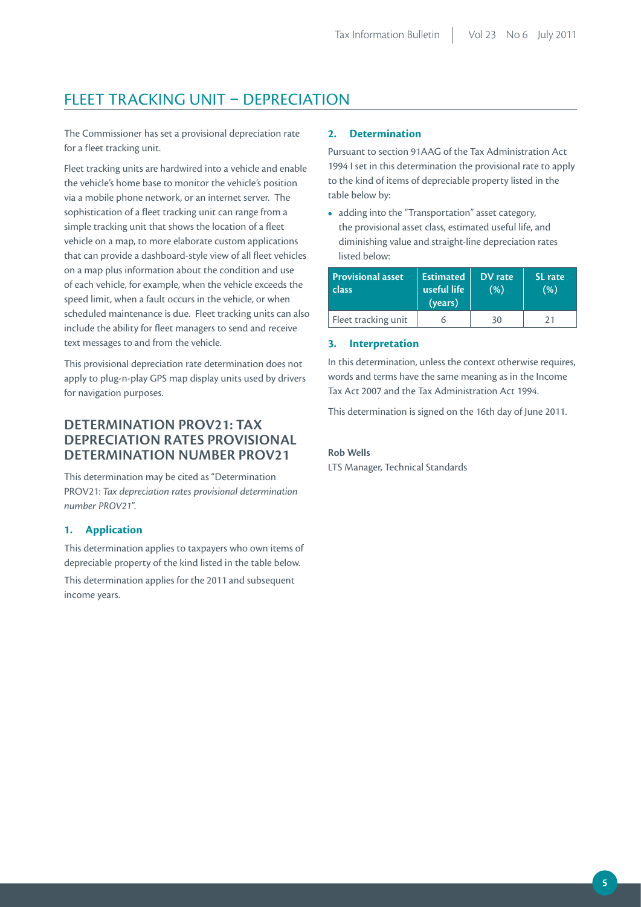# FLEET TRACKING UNIT – DEPRECIATION

The Commissioner has set a provisional depreciation rate for a fleet tracking unit.

Fleet tracking units are hardwired into a vehicle and enable the vehicle's home base to monitor the vehicle's position via a mobile phone network, or an internet server. The sophistication of a fleet tracking unit can range from a simple tracking unit that shows the location of a fleet vehicle on a map, to more elaborate custom applications that can provide a dashboard-style view of all fleet vehicles on a map plus information about the condition and use of each vehicle, for example, when the vehicle exceeds the speed limit, when a fault occurs in the vehicle, or when scheduled maintenance is due. Fleet tracking units can also include the ability for fleet managers to send and receive text messages to and from the vehicle.

This provisional depreciation rate determination does not apply to plug-n-play GPS map display units used by drivers for navigation purposes.

## DETERMINATION PROV21: TAX DEPRECIATION RATES PROVISIONAL DETERMINATION NUMBER PROV21

This determination may be cited as "Determination PROV21: *Tax depreciation rates provisional determination number PROV21*".

### 1. Application

This determination applies to taxpayers who own items of depreciable property of the kind listed in the table below.

This determination applies for the 2011 and subsequent income years.

### 2. Determination

Pursuant to section 91AAG of the Tax Administration Act 1994 I set in this determination the provisional rate to apply to the kind of items of depreciable property listed in the table below by:

- adding into the "Transportation" asset category, the provisional asset class, estimated useful life, and diminishing value and straight-line depreciation rates listed below:

| Provisional asset class | Estimated useful life (years) | DV rate (%) | SL rate (%) |
|---|---|---|---|
| Fleet tracking unit | 6 | 30 | 21 |

### 3. Interpretation

In this determination, unless the context otherwise requires, words and terms have the same meaning as in the Income Tax Act 2007 and the Tax Administration Act 1994.

This determination is signed on the 16th day of June 2011.

**Rob Wells**
LTS Manager, Technical Standards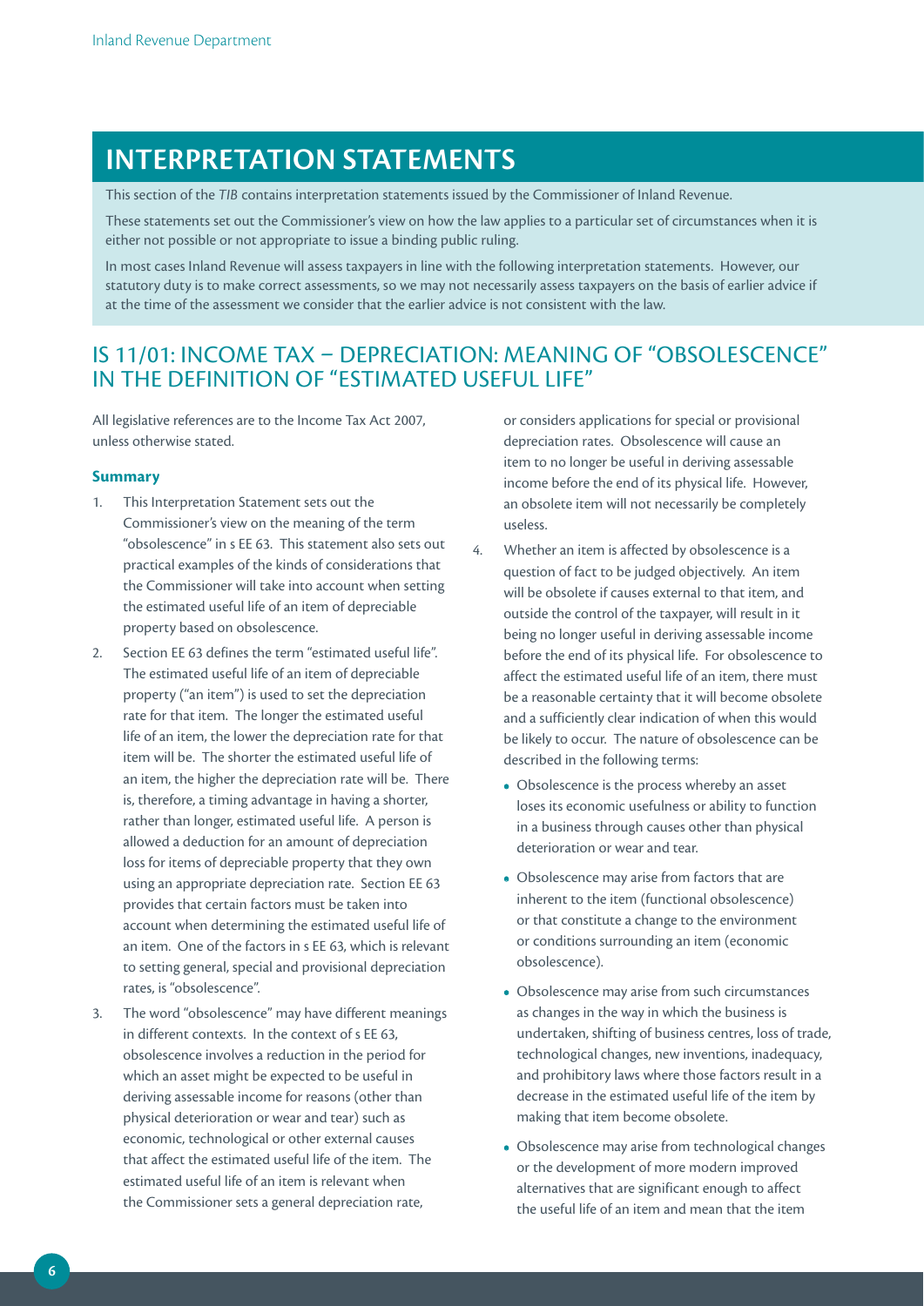# INTERPRETATION STATEMENTS

This section of the *TIB* contains interpretation statements issued by the Commissioner of Inland Revenue.

These statements set out the Commissioner's view on how the law applies to a particular set of circumstances when it is either not possible or not appropriate to issue a binding public ruling.

In most cases Inland Revenue will assess taxpayers in line with the following interpretation statements. However, our statutory duty is to make correct assessments, so we may not necessarily assess taxpayers on the basis of earlier advice if at the time of the assessment we consider that the earlier advice is not consistent with the law.

## IS 11/01: INCOME TAX – DEPRECIATION: MEANING OF "OBSOLESCENCE" IN THE DEFINITION OF "ESTIMATED USEFUL LIFE"

All legislative references are to the Income Tax Act 2007, unless otherwise stated.

### Summary

1. This Interpretation Statement sets out the Commissioner's view on the meaning of the term "obsolescence" in s EE 63. This statement also sets out practical examples of the kinds of considerations that the Commissioner will take into account when setting the estimated useful life of an item of depreciable property based on obsolescence.
2. Section EE 63 defines the term "estimated useful life". The estimated useful life of an item of depreciable property ("an item") is used to set the depreciation rate for that item. The longer the estimated useful life of an item, the lower the depreciation rate for that item will be. The shorter the estimated useful life of an item, the higher the depreciation rate will be. There is, therefore, a timing advantage in having a shorter, rather than longer, estimated useful life. A person is allowed a deduction for an amount of depreciation loss for items of depreciable property that they own using an appropriate depreciation rate. Section EE 63 provides that certain factors must be taken into account when determining the estimated useful life of an item. One of the factors in s EE 63, which is relevant to setting general, special and provisional depreciation rates, is "obsolescence".
3. The word "obsolescence" may have different meanings in different contexts. In the context of s EE 63, obsolescence involves a reduction in the period for which an asset might be expected to be useful in deriving assessable income for reasons (other than physical deterioration or wear and tear) such as economic, technological or other external causes that affect the estimated useful life of the item. The estimated useful life of an item is relevant when the Commissioner sets a general depreciation rate, or considers applications for special or provisional depreciation rates. Obsolescence will cause an item to no longer be useful in deriving assessable income before the end of its physical life. However, an obsolete item will not necessarily be completely useless.
4. Whether an item is affected by obsolescence is a question of fact to be judged objectively. An item will be obsolete if causes external to that item, and outside the control of the taxpayer, will result in it being no longer useful in deriving assessable income before the end of its physical life. For obsolescence to affect the estimated useful life of an item, there must be a reasonable certainty that it will become obsolete and a sufficiently clear indication of when this would be likely to occur. The nature of obsolescence can be described in the following terms:
   - Obsolescence is the process whereby an asset loses its economic usefulness or ability to function in a business through causes other than physical deterioration or wear and tear.
   - Obsolescence may arise from factors that are inherent to the item (functional obsolescence) or that constitute a change to the environment or conditions surrounding an item (economic obsolescence).
   - Obsolescence may arise from such circumstances as changes in the way in which the business is undertaken, shifting of business centres, loss of trade, technological changes, new inventions, inadequacy, and prohibitory laws where those factors result in a decrease in the estimated useful life of the item by making that item become obsolete.
   - Obsolescence may arise from technological changes or the development of more modern improved alternatives that are significant enough to affect the useful life of an item and mean that the item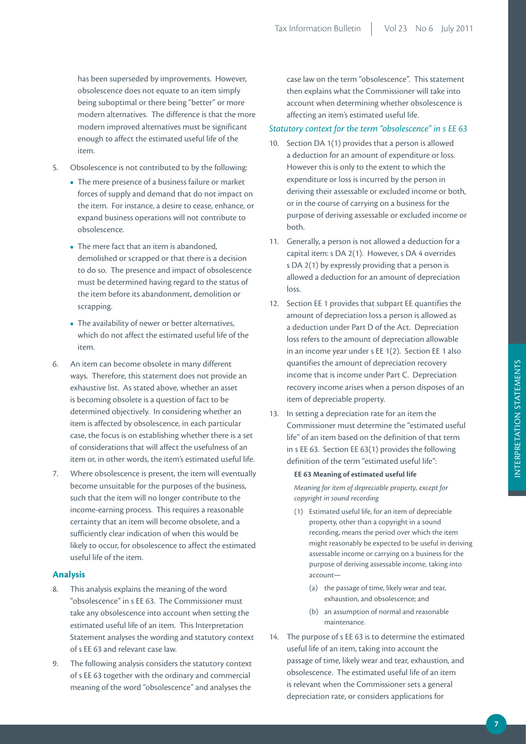has been superseded by improvements. However, obsolescence does not equate to an item simply being suboptimal or there being "better" or more modern alternatives. The difference is that the more modern improved alternatives must be significant enough to affect the estimated useful life of the item.

5. Obsolescence is not contributed to by the following:
   - The mere presence of a business failure or market forces of supply and demand that do not impact on the item. For instance, a desire to cease, enhance, or expand business operations will not contribute to obsolescence.
   - The mere fact that an item is abandoned, demolished or scrapped or that there is a decision to do so. The presence and impact of obsolescence must be determined having regard to the status of the item before its abandonment, demolition or scrapping.
   - The availability of newer or better alternatives, which do not affect the estimated useful life of the item.
6. An item can become obsolete in many different ways. Therefore, this statement does not provide an exhaustive list. As stated above, whether an asset is becoming obsolete is a question of fact to be determined objectively. In considering whether an item is affected by obsolescence, in each particular case, the focus is on establishing whether there is a set of considerations that will affect the usefulness of an item or, in other words, the item's estimated useful life.
7. Where obsolescence is present, the item will eventually become unsuitable for the purposes of the business, such that the item will no longer contribute to the income-earning process. This requires a reasonable certainty that an item will become obsolete, and a sufficiently clear indication of when this would be likely to occur, for obsolescence to affect the estimated useful life of the item.

## Analysis

8. This analysis explains the meaning of the word "obsolescence" in s EE 63. The Commissioner must take any obsolescence into account when setting the estimated useful life of an item. This Interpretation Statement analyses the wording and statutory context of s EE 63 and relevant case law.
9. The following analysis considers the statutory context of s EE 63 together with the ordinary and commercial meaning of the word "obsolescence" and analyses the case law on the term "obsolescence". This statement then explains what the Commissioner will take into account when determining whether obsolescence is affecting an item's estimated useful life.

### *Statutory context for the term "obsolescence" in s EE 63*

10. Section DA 1(1) provides that a person is allowed a deduction for an amount of expenditure or loss. However this is only to the extent to which the expenditure or loss is incurred by the person in deriving their assessable or excluded income or both, or in the course of carrying on a business for the purpose of deriving assessable or excluded income or both.
11. Generally, a person is not allowed a deduction for a capital item: s DA 2(1). However, s DA 4 overrides s DA 2(1) by expressly providing that a person is allowed a deduction for an amount of depreciation loss.
12. Section EE 1 provides that subpart EE quantifies the amount of depreciation loss a person is allowed as a deduction under Part D of the Act. Depreciation loss refers to the amount of depreciation allowable in an income year under s EE 1(2). Section EE 1 also quantifies the amount of depreciation recovery income that is income under Part C. Depreciation recovery income arises when a person disposes of an item of depreciable property.
13. In setting a depreciation rate for an item the Commissioner must determine the "estimated useful life" of an item based on the definition of that term in s EE 63. Section EE 63(1) provides the following definition of the term "estimated useful life":

    **EE 63 Meaning of estimated useful life**

    *Meaning for item of depreciable property, except for copyright in sound recording*

    (1) Estimated useful life, for an item of depreciable property, other than a copyright in a sound recording, means the period over which the item might reasonably be expected to be useful in deriving assessable income or carrying on a business for the purpose of deriving assessable income, taking into account—

    (a) the passage of time, likely wear and tear, exhaustion, and obsolescence; and

    (b) an assumption of normal and reasonable maintenance.

14. The purpose of s EE 63 is to determine the estimated useful life of an item, taking into account the passage of time, likely wear and tear, exhaustion, and obsolescence. The estimated useful life of an item is relevant when the Commissioner sets a general depreciation rate, or considers applications for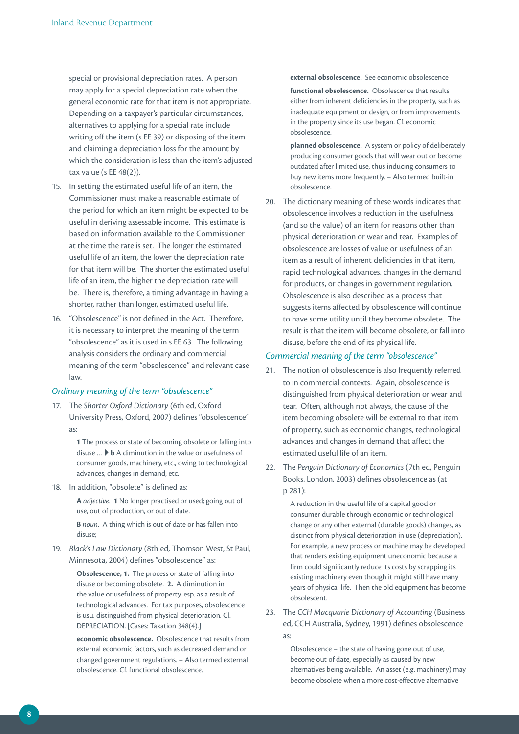special or provisional depreciation rates. A person may apply for a special depreciation rate when the general economic rate for that item is not appropriate. Depending on a taxpayer's particular circumstances, alternatives to applying for a special rate include writing off the item (s EE 39) or disposing of the item and claiming a depreciation loss for the amount by which the consideration is less than the item's adjusted tax value (s EE 48(2)).

15. In setting the estimated useful life of an item, the Commissioner must make a reasonable estimate of the period for which an item might be expected to be useful in deriving assessable income. This estimate is based on information available to the Commissioner at the time the rate is set. The longer the estimated useful life of an item, the lower the depreciation rate for that item will be. The shorter the estimated useful life of an item, the higher the depreciation rate will be. There is, therefore, a timing advantage in having a shorter, rather than longer, estimated useful life.

16. "Obsolescence" is not defined in the Act. Therefore, it is necessary to interpret the meaning of the term "obsolescence" as it is used in s EE 63. The following analysis considers the ordinary and commercial meaning of the term "obsolescence" and relevant case law.

### *Ordinary meaning of the term "obsolescence"*

17. The *Shorter Oxford Dictionary* (6th ed, Oxford University Press, Oxford, 2007) defines "obsolescence" as:

    > **1** The process or state of becoming obsolete or falling into disuse ... ▸ **b** A diminution in the value or usefulness of consumer goods, machinery, etc., owing to technological advances, changes in demand, etc.

18. In addition, "obsolete" is defined as:

    > **A** *adjective*. **1** No longer practised or used; going out of use, out of production, or out of date.
    >
    > **B** *noun*. A thing which is out of date or has fallen into disuse;

19. *Black's Law Dictionary* (8th ed, Thomson West, St Paul, Minnesota, 2004) defines "obsolescence" as:

    > **Obsolescence, 1.** The process or state of falling into disuse or becoming obsolete. **2.** A diminution in the value or usefulness of property, esp. as a result of technological advances. For tax purposes, obsolescence is usu. distinguished from physical deterioration. Cl. DEPRECIATION. [Cases: Taxation 348(4).]
    >
    > **economic obsolescence.** Obsolescence that results from external economic factors, such as decreased demand or changed government regulations. – Also termed external obsolescence. Cf. functional obsolescence.
    >
    > **external obsolescence.** See economic obsolescence
    >
    > **functional obsolescence.** Obsolescence that results either from inherent deficiencies in the property, such as inadequate equipment or design, or from improvements in the property since its use began. Cf. economic obsolescence.
    >
    > **planned obsolescence.** A system or policy of deliberately producing consumer goods that will wear out or become outdated after limited use, thus inducing consumers to buy new items more frequently. – Also termed built-in obsolescence.

20. The dictionary meaning of these words indicates that obsolescence involves a reduction in the usefulness (and so the value) of an item for reasons other than physical deterioration or wear and tear. Examples of obsolescence are losses of value or usefulness of an item as a result of inherent deficiencies in that item, rapid technological advances, changes in the demand for products, or changes in government regulation. Obsolescence is also described as a process that suggests items affected by obsolescence will continue to have some utility until they become obsolete. The result is that the item will become obsolete, or fall into disuse, before the end of its physical life.

### *Commercial meaning of the term "obsolescence"*

21. The notion of obsolescence is also frequently referred to in commercial contexts. Again, obsolescence is distinguished from physical deterioration or wear and tear. Often, although not always, the cause of the item becoming obsolete will be external to that item of property, such as economic changes, technological advances and changes in demand that affect the estimated useful life of an item.

22. The *Penguin Dictionary of Economics* (7th ed, Penguin Books, London, 2003) defines obsolescence as (at p 281):

    > A reduction in the useful life of a capital good or consumer durable through economic or technological change or any other external (durable goods) changes, as distinct from physical deterioration in use (depreciation). For example, a new process or machine may be developed that renders existing equipment uneconomic because a firm could significantly reduce its costs by scrapping its existing machinery even though it might still have many years of physical life. Then the old equipment has become obsolescent.

23. The *CCH Macquarie Dictionary of Accounting* (Business ed, CCH Australia, Sydney, 1991) defines obsolescence as:

    > Obsolescence – the state of having gone out of use, become out of date, especially as caused by new alternatives being available. An asset (e.g. machinery) may become obsolete when a more cost-effective alternative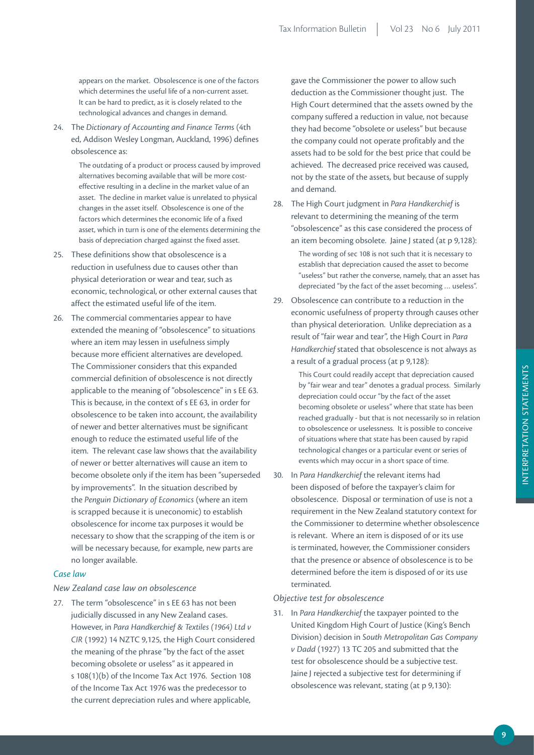> appears on the market. Obsolescence is one of the factors which determines the useful life of a non-current asset. It can be hard to predict, as it is closely related to the technological advances and changes in demand.

24. The *Dictionary of Accounting and Finance Terms* (4th ed, Addison Wesley Longman, Auckland, 1996) defines obsolescence as:

> The outdating of a product or process caused by improved alternatives becoming available that will be more cost-effective resulting in a decline in the market value of an asset. The decline in market value is unrelated to physical changes in the asset itself. Obsolescence is one of the factors which determines the economic life of a fixed asset, which in turn is one of the elements determining the basis of depreciation charged against the fixed asset.

25. These definitions show that obsolescence is a reduction in usefulness due to causes other than physical deterioration or wear and tear, such as economic, technological, or other external causes that affect the estimated useful life of the item.

26. The commercial commentaries appear to have extended the meaning of "obsolescence" to situations where an item may lessen in usefulness simply because more efficient alternatives are developed. The Commissioner considers that this expanded commercial definition of obsolescence is not directly applicable to the meaning of "obsolescence" in s EE 63. This is because, in the context of s EE 63, in order for obsolescence to be taken into account, the availability of newer and better alternatives must be significant enough to reduce the estimated useful life of the item. The relevant case law shows that the availability of newer or better alternatives will cause an item to become obsolete only if the item has been "superseded by improvements". In the situation described by the *Penguin Dictionary of Economics* (where an item is scrapped because it is uneconomic) to establish obsolescence for income tax purposes it would be necessary to show that the scrapping of the item is or will be necessary because, for example, new parts are no longer available.

### *Case law*

#### *New Zealand case law on obsolescence*

27. The term "obsolescence" in s EE 63 has not been judicially discussed in any New Zealand cases. However, in *Para Handkerchief & Textiles (1964) Ltd v CIR* (1992) 14 NZTC 9,125, the High Court considered the meaning of the phrase "by the fact of the asset becoming obsolete or useless" as it appeared in s 108(1)(b) of the Income Tax Act 1976. Section 108 of the Income Tax Act 1976 was the predecessor to the current depreciation rules and where applicable, gave the Commissioner the power to allow such deduction as the Commissioner thought just. The High Court determined that the assets owned by the company suffered a reduction in value, not because they had become "obsolete or useless" but because the company could not operate profitably and the assets had to be sold for the best price that could be achieved. The decreased price received was caused, not by the state of the assets, but because of supply and demand.

28. The High Court judgment in *Para Handkerchief* is relevant to determining the meaning of the term "obsolescence" as this case considered the process of an item becoming obsolete. Jaine J stated (at p 9,128):

> The wording of sec 108 is not such that it is necessary to establish that depreciation caused the asset to become "useless" but rather the converse, namely, that an asset has depreciated "by the fact of the asset becoming … useless".

29. Obsolescence can contribute to a reduction in the economic usefulness of property through causes other than physical deterioration. Unlike depreciation as a result of "fair wear and tear", the High Court in *Para Handkerchief* stated that obsolescence is not always as a result of a gradual process (at p 9,128):

> This Court could readily accept that depreciation caused by "fair wear and tear" denotes a gradual process. Similarly depreciation could occur "by the fact of the asset becoming obsolete or useless" where that state has been reached gradually - but that is not necessarily so in relation to obsolescence or uselessness. It is possible to conceive of situations where that state has been caused by rapid technological changes or a particular event or series of events which may occur in a short space of time.

30. In *Para Handkerchief* the relevant items had been disposed of before the taxpayer's claim for obsolescence. Disposal or termination of use is not a requirement in the New Zealand statutory context for the Commissioner to determine whether obsolescence is relevant. Where an item is disposed of or its use is terminated, however, the Commissioner considers that the presence or absence of obsolescence is to be determined before the item is disposed of or its use terminated.

#### *Objective test for obsolescence*

31. In *Para Handkerchief* the taxpayer pointed to the United Kingdom High Court of Justice (King's Bench Division) decision in *South Metropolitan Gas Company v Dadd* (1927) 13 TC 205 and submitted that the test for obsolescence should be a subjective test. Jaine J rejected a subjective test for determining if obsolescence was relevant, stating (at p 9,130):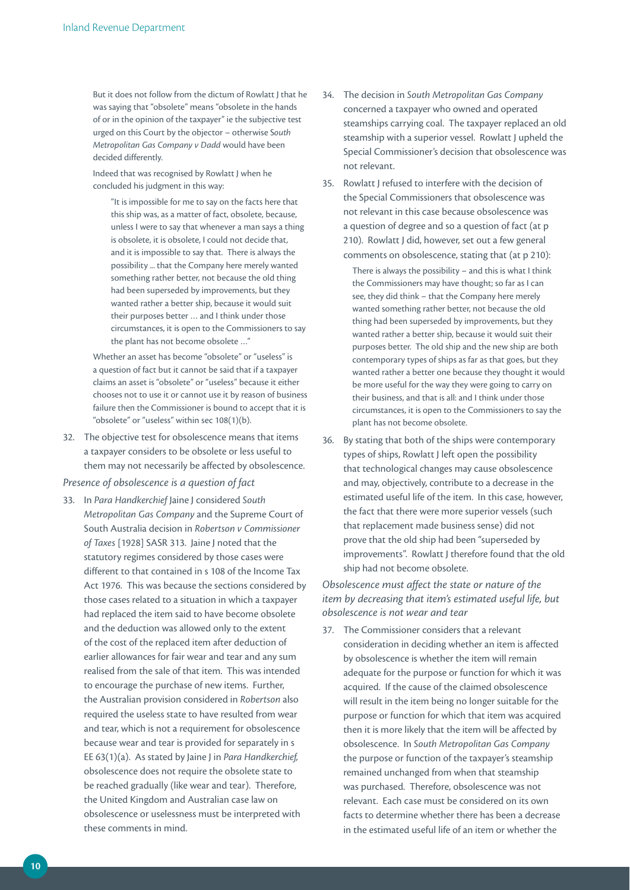> But it does not follow from the dictum of Rowlatt J that he was saying that "obsolete" means "obsolete in the hands of or in the opinion of the taxpayer" ie the subjective test urged on this Court by the objector – otherwise *South Metropolitan Gas Company v Dadd* would have been decided differently.
>
> Indeed that was recognised by Rowlatt J when he concluded his judgment in this way:
>
> > "It is impossible for me to say on the facts here that this ship was, as a matter of fact, obsolete, because, unless I were to say that whenever a man says a thing is obsolete, it is obsolete, I could not decide that, and it is impossible to say that. There is always the possibility ... that the Company here merely wanted something rather better, not because the old thing had been superseded by improvements, but they wanted rather a better ship, because it would suit their purposes better … and I think under those circumstances, it is open to the Commissioners to say the plant has not become obsolete …"
>
> Whether an asset has become "obsolete" or "useless" is a question of fact but it cannot be said that if a taxpayer claims an asset is "obsolete" or "useless" because it either chooses not to use it or cannot use it by reason of business failure then the Commissioner is bound to accept that it is "obsolete" or "useless" within sec 108(1)(b).

32. The objective test for obsolescence means that items a taxpayer considers to be obsolete or less useful to them may not necessarily be affected by obsolescence.

*Presence of obsolescence is a question of fact*

33. In *Para Handkerchief* Jaine J considered *South Metropolitan Gas Company* and the Supreme Court of South Australia decision in *Robertson v Commissioner of Taxes* [1928] SASR 313. Jaine J noted that the statutory regimes considered by those cases were different to that contained in s 108 of the Income Tax Act 1976. This was because the sections considered by those cases related to a situation in which a taxpayer had replaced the item said to have become obsolete and the deduction was allowed only to the extent of the cost of the replaced item after deduction of earlier allowances for fair wear and tear and any sum realised from the sale of that item. This was intended to encourage the purchase of new items. Further, the Australian provision considered in *Robertson* also required the useless state to have resulted from wear and tear, which is not a requirement for obsolescence because wear and tear is provided for separately in s EE 63(1)(a). As stated by Jaine J in *Para Handkerchief,* obsolescence does not require the obsolete state to be reached gradually (like wear and tear). Therefore, the United Kingdom and Australian case law on obsolescence or uselessness must be interpreted with these comments in mind.

34. The decision in *South Metropolitan Gas Company* concerned a taxpayer who owned and operated steamships carrying coal. The taxpayer replaced an old steamship with a superior vessel. Rowlatt J upheld the Special Commissioner's decision that obsolescence was not relevant.

35. Rowlatt J refused to interfere with the decision of the Special Commissioners that obsolescence was not relevant in this case because obsolescence was a question of degree and so a question of fact (at p 210). Rowlatt J did, however, set out a few general comments on obsolescence, stating that (at p 210):

> There is always the possibility – and this is what I think the Commissioners may have thought; so far as I can see, they did think – that the Company here merely wanted something rather better, not because the old thing had been superseded by improvements, but they wanted rather a better ship, because it would suit their purposes better. The old ship and the new ship are both contemporary types of ships as far as that goes, but they wanted rather a better one because they thought it would be more useful for the way they were going to carry on their business, and that is all: and I think under those circumstances, it is open to the Commissioners to say the plant has not become obsolete.

36. By stating that both of the ships were contemporary types of ships, Rowlatt J left open the possibility that technological changes may cause obsolescence and may, objectively, contribute to a decrease in the estimated useful life of the item. In this case, however, the fact that there were more superior vessels (such that replacement made business sense) did not prove that the old ship had been "superseded by improvements". Rowlatt J therefore found that the old ship had not become obsolete.

*Obsolescence must affect the state or nature of the item by decreasing that item's estimated useful life, but obsolescence is not wear and tear*

37. The Commissioner considers that a relevant consideration in deciding whether an item is affected by obsolescence is whether the item will remain adequate for the purpose or function for which it was acquired. If the cause of the claimed obsolescence will result in the item being no longer suitable for the purpose or function for which that item was acquired then it is more likely that the item will be affected by obsolescence. In *South Metropolitan Gas Company* the purpose or function of the taxpayer's steamship remained unchanged from when that steamship was purchased. Therefore, obsolescence was not relevant. Each case must be considered on its own facts to determine whether there has been a decrease in the estimated useful life of an item or whether the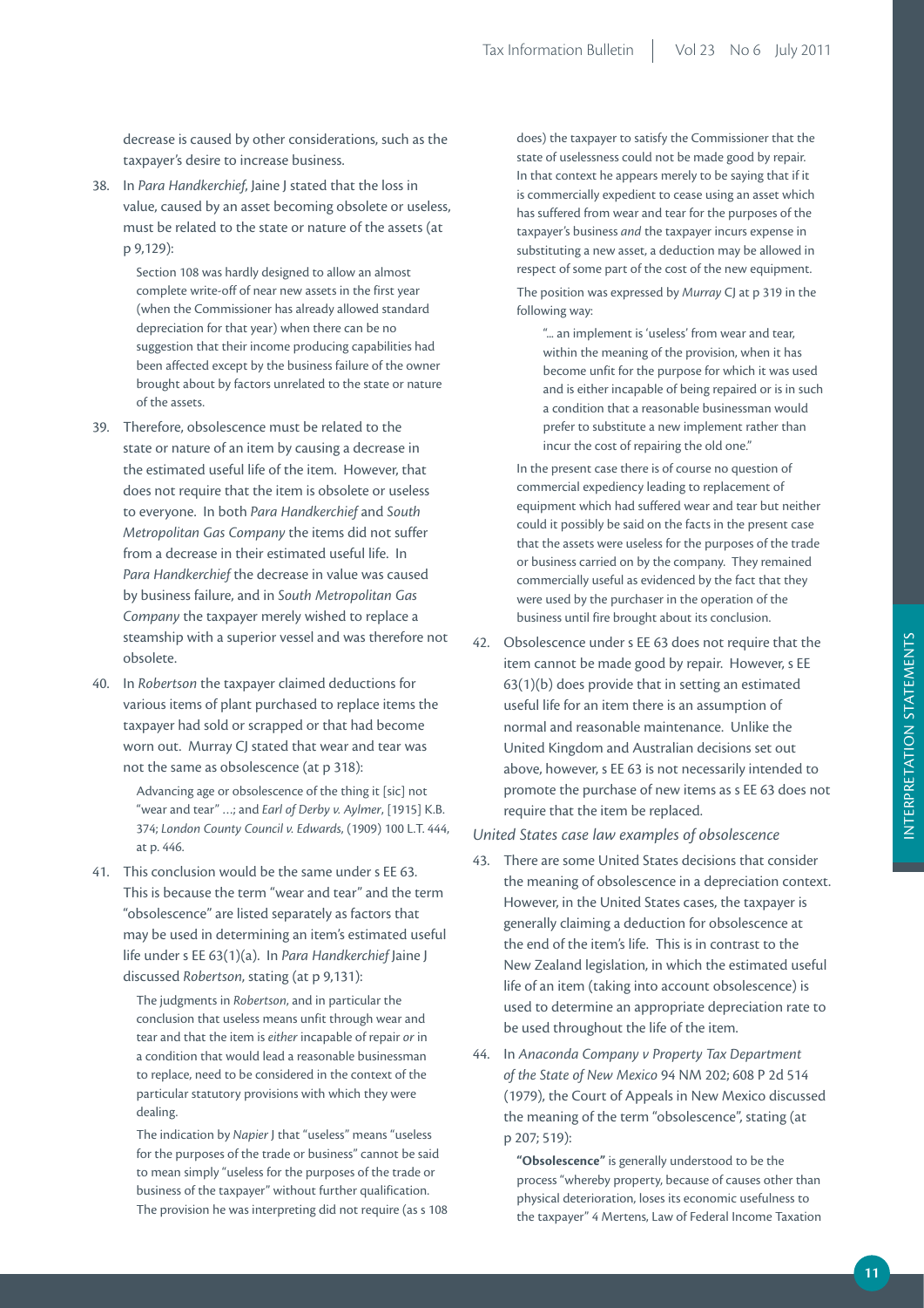decrease is caused by other considerations, such as the taxpayer's desire to increase business.

38. In *Para Handkerchief*, Jaine J stated that the loss in value, caused by an asset becoming obsolete or useless, must be related to the state or nature of the assets (at p 9,129):

> Section 108 was hardly designed to allow an almost complete write-off of near new assets in the first year (when the Commissioner has already allowed standard depreciation for that year) when there can be no suggestion that their income producing capabilities had been affected except by the business failure of the owner brought about by factors unrelated to the state or nature of the assets.

39. Therefore, obsolescence must be related to the state or nature of an item by causing a decrease in the estimated useful life of the item. However, that does not require that the item is obsolete or useless to everyone. In both *Para Handkerchief* and *South Metropolitan Gas Company* the items did not suffer from a decrease in their estimated useful life. In *Para Handkerchief* the decrease in value was caused by business failure, and in *South Metropolitan Gas Company* the taxpayer merely wished to replace a steamship with a superior vessel and was therefore not obsolete.

40. In *Robertson* the taxpayer claimed deductions for various items of plant purchased to replace items the taxpayer had sold or scrapped or that had become worn out. Murray CJ stated that wear and tear was not the same as obsolescence (at p 318):

> Advancing age or obsolescence of the thing it [sic] not "wear and tear" …; and *Earl of Derby v. Aylmer*, [1915] K.B. 374; *London County Council v. Edwards*, (1909) 100 L.T. 444, at p. 446.

41. This conclusion would be the same under s EE 63. This is because the term "wear and tear" and the term "obsolescence" are listed separately as factors that may be used in determining an item's estimated useful life under s EE 63(1)(a). In *Para Handkerchief* Jaine J discussed *Robertson*, stating (at p 9,131):

> The judgments in *Robertson*, and in particular the conclusion that useless means unfit through wear and tear and that the item is *either* incapable of repair *or* in a condition that would lead a reasonable businessman to replace, need to be considered in the context of the particular statutory provisions with which they were dealing.
>
> The indication by *Napier* J that "useless" means "useless for the purposes of the trade or business" cannot be said to mean simply "useless for the purposes of the trade or business of the taxpayer" without further qualification. The provision he was interpreting did not require (as s 108 does) the taxpayer to satisfy the Commissioner that the state of uselessness could not be made good by repair. In that context he appears merely to be saying that if it is commercially expedient to cease using an asset which has suffered from wear and tear for the purposes of the taxpayer's business *and* the taxpayer incurs expense in substituting a new asset, a deduction may be allowed in respect of some part of the cost of the new equipment.
>
> The position was expressed by *Murray* CJ at p 319 in the following way:
>
> > "… an implement is 'useless' from wear and tear, within the meaning of the provision, when it has become unfit for the purpose for which it was used and is either incapable of being repaired or is in such a condition that a reasonable businessman would prefer to substitute a new implement rather than incur the cost of repairing the old one."
>
> In the present case there is of course no question of commercial expediency leading to replacement of equipment which had suffered wear and tear but neither could it possibly be said on the facts in the present case that the assets were useless for the purposes of the trade or business carried on by the company. They remained commercially useful as evidenced by the fact that they were used by the purchaser in the operation of the business until fire brought about its conclusion.

42. Obsolescence under s EE 63 does not require that the item cannot be made good by repair. However, s EE 63(1)(b) does provide that in setting an estimated useful life for an item there is an assumption of normal and reasonable maintenance. Unlike the United Kingdom and Australian decisions set out above, however, s EE 63 is not necessarily intended to promote the purchase of new items as s EE 63 does not require that the item be replaced.

*United States case law examples of obsolescence*

43. There are some United States decisions that consider the meaning of obsolescence in a depreciation context. However, in the United States cases, the taxpayer is generally claiming a deduction for obsolescence at the end of the item's life. This is in contrast to the New Zealand legislation, in which the estimated useful life of an item (taking into account obsolescence) is used to determine an appropriate depreciation rate to be used throughout the life of the item.

44. In *Anaconda Company v Property Tax Department of the State of New Mexico* 94 NM 202; 608 P 2d 514 (1979), the Court of Appeals in New Mexico discussed the meaning of the term "obsolescence", stating (at p 207; 519):

> **"Obsolescence"** is generally understood to be the process "whereby property, because of causes other than physical deterioration, loses its economic usefulness to the taxpayer" 4 Mertens, Law of Federal Income Taxation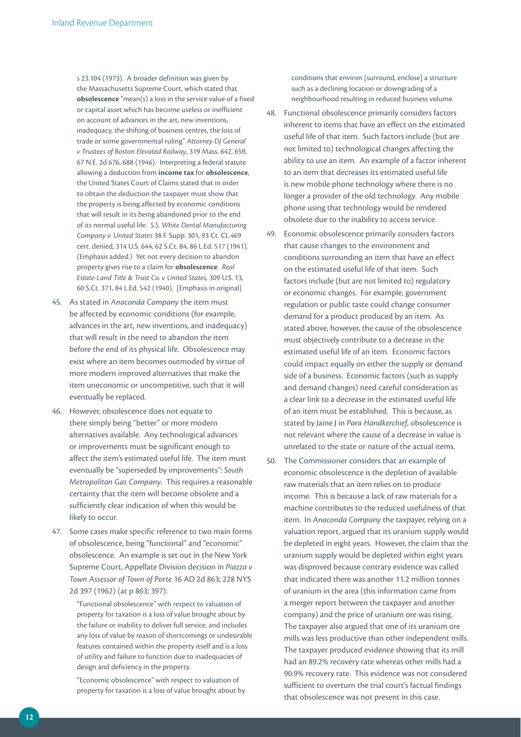> s 23.104 (1973). A broader definition was given by the Massachusetts Supreme Court, which stated that **obsolescence** "mean(s) a loss in the service value of a fixed or capital asset which has become useless or inefficient on account of advances in the art, new inventions, inadequacy, the shifting of business centres, the loss of trade or some governmental ruling" *Attorney DJ General v Trustees of Boston Elevated Railway*, 319 Mass. 642, 659, 67 N.E. 2d 676, 688 (1946). Interpreting a federal statute allowing a deduction from **income tax** for **obsolescence**, the United States Court of Claims stated that in order to obtain the deduction the taxpayer must show that the property is being affected by economic conditions that will result in its being abandoned prior to the end of its normal useful life. *S.S. White Dental Manufacturing Company v. United States* 38 F. Supp. 301, 93 Ct. CL.469 cert. denied, 314 U.S. 644, 62 S.Ct. 84, 86 L.Ed. 517 (1941). (Emphasis added.) Yet not every decision to abandon property gives rise to a claim for **obsolescence**. *Real Estate-Land Title & Trust Co. v United States*, 309 U.S. 13, 60 S.Ct. 371, 84 L.Ed. 542 (1940). [Emphasis in original]

45. As stated in *Anaconda Company* the item must be affected by economic conditions (for example, advances in the art, new inventions, and inadequacy) that will result in the need to abandon the item before the end of its physical life. Obsolescence may exist where an item becomes outmoded by virtue of more modern improved alternatives that make the item uneconomic or uncompetitive, such that it will eventually be replaced.

46. However, obsolescence does not equate to there simply being "better" or more modern alternatives available. Any technological advances or improvements must be significant enough to affect the item's estimated useful life. The item must eventually be "superseded by improvements": *South Metropolitan Gas Company*. This requires a reasonable certainty that the item will become obsolete and a sufficiently clear indication of when this would be likely to occur.

47. Some cases make specific reference to two main forms of obsolescence, being "functional" and "economic" obsolescence. An example is set out in the New York Supreme Court, Appellate Division decision in *Piazza v Town Assessor of Town of Porte* 16 AD 2d 863; 228 NYS 2d 397 (1962) (at p 863; 397):

> "Functional obsolescence" with respect to valuation of property for taxation is a loss of value brought about by the failure or inability to deliver full service, and includes any loss of value by reason of shortcomings or undesirable features contained within the property itself and is a loss of utility and failure to function due to inadequacies of design and deficiency in the property.
>
> "Economic obsolescence" with respect to valuation of property for taxation is a loss of value brought about by conditions that environ [surround, enclose] a structure such as a declining location or downgrading of a neighbourhood resulting in reduced business volume.

48. Functional obsolescence primarily considers factors inherent to items that have an effect on the estimated useful life of that item. Such factors include (but are not limited to) technological changes affecting the ability to use an item. An example of a factor inherent to an item that decreases its estimated useful life is new mobile phone technology where there is no longer a provider of the old technology. Any mobile phone using that technology would be rendered obsolete due to the inability to access service.

49. Economic obsolescence primarily considers factors that cause changes to the environment and conditions surrounding an item that have an effect on the estimated useful life of that item. Such factors include (but are not limited to) regulatory or economic changes. For example, government regulation or public taste could change consumer demand for a product produced by an item. As stated above, however, the cause of the obsolescence must objectively contribute to a decrease in the estimated useful life of an item. Economic factors could impact equally on either the supply or demand side of a business. Economic factors (such as supply and demand changes) need careful consideration as a clear link to a decrease in the estimated useful life of an item must be established. This is because, as stated by Jaine J in *Para Handkerchief*, obsolescence is not relevant where the cause of a decrease in value is unrelated to the state or nature of the actual items.

50. The Commissioner considers that an example of economic obsolescence is the depletion of available raw materials that an item relies on to produce income. This is because a lack of raw materials for a machine contributes to the reduced usefulness of that item. In *Anaconda Company* the taxpayer, relying on a valuation report, argued that its uranium supply would be depleted in eight years. However, the claim that the uranium supply would be depleted within eight years was disproved because contrary evidence was called that indicated there was another 11.2 million tonnes of uranium in the area (this information came from a merger report between the taxpayer and another company) and the price of uranium ore was rising. The taxpayer also argued that one of its uranium ore mills was less productive than other independent mills. The taxpayer produced evidence showing that its mill had an 89.2% recovery rate whereas other mills had a 90.9% recovery rate. This evidence was not considered sufficient to overturn the trial court's factual findings that obsolescence was not present in this case.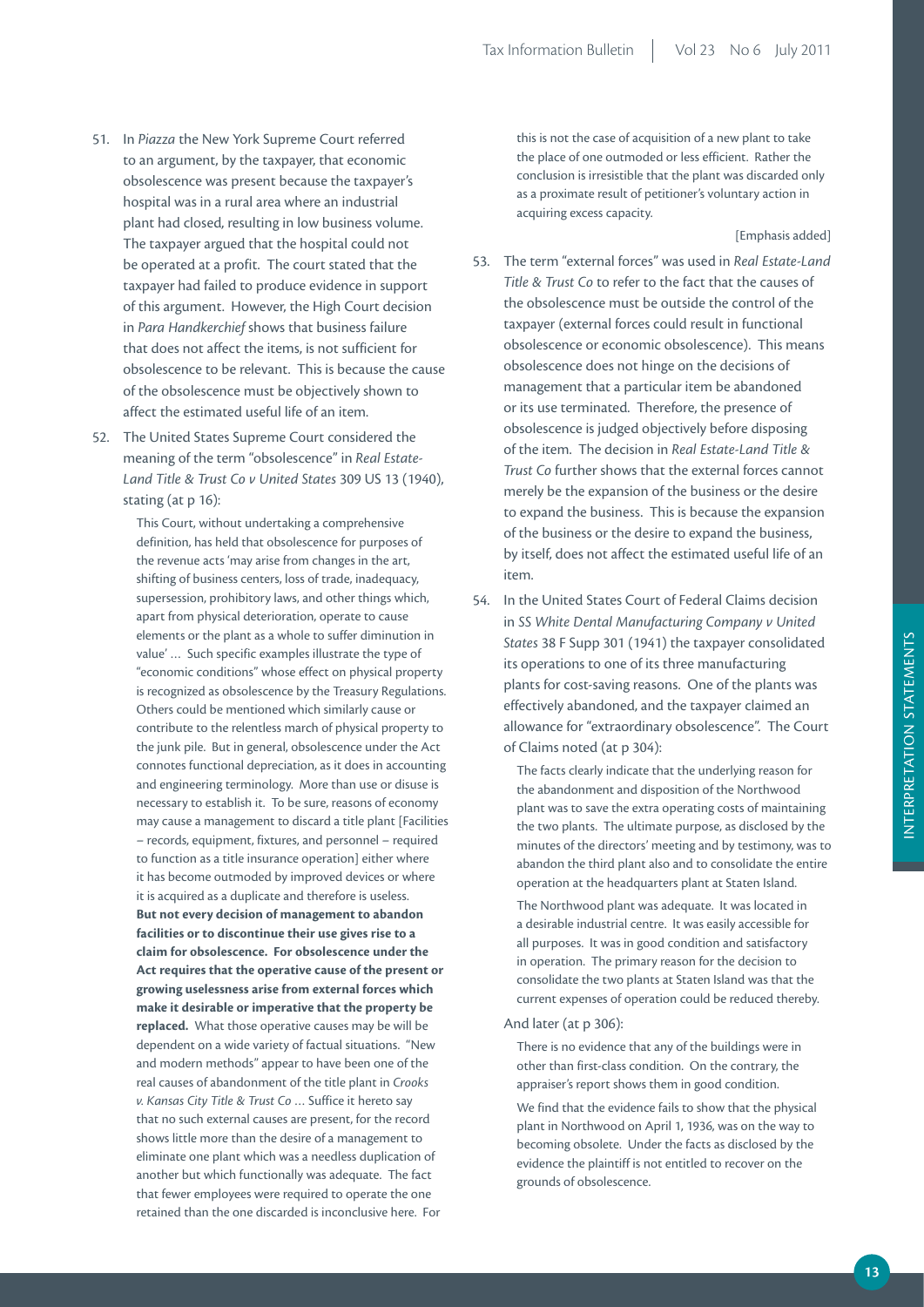51. In *Piazza* the New York Supreme Court referred to an argument, by the taxpayer, that economic obsolescence was present because the taxpayer's hospital was in a rural area where an industrial plant had closed, resulting in low business volume. The taxpayer argued that the hospital could not be operated at a profit. The court stated that the taxpayer had failed to produce evidence in support of this argument. However, the High Court decision in *Para Handkerchief* shows that business failure that does not affect the items, is not sufficient for obsolescence to be relevant. This is because the cause of the obsolescence must be objectively shown to affect the estimated useful life of an item.

52. The United States Supreme Court considered the meaning of the term "obsolescence" in *Real Estate-Land Title & Trust Co v United States* 309 US 13 (1940), stating (at p 16):

> This Court, without undertaking a comprehensive definition, has held that obsolescence for purposes of the revenue acts 'may arise from changes in the art, shifting of business centers, loss of trade, inadequacy, supersession, prohibitory laws, and other things which, apart from physical deterioration, operate to cause elements or the plant as a whole to suffer diminution in value' … Such specific examples illustrate the type of "economic conditions" whose effect on physical property is recognized as obsolescence by the Treasury Regulations. Others could be mentioned which similarly cause or contribute to the relentless march of physical property to the junk pile. But in general, obsolescence under the Act connotes functional depreciation, as it does in accounting and engineering terminology. More than use or disuse is necessary to establish it. To be sure, reasons of economy may cause a management to discard a title plant [Facilities – records, equipment, fixtures, and personnel – required to function as a title insurance operation] either where it has become outmoded by improved devices or where it is acquired as a duplicate and therefore is useless. **But not every decision of management to abandon facilities or to discontinue their use gives rise to a claim for obsolescence. For obsolescence under the Act requires that the operative cause of the present or growing uselessness arise from external forces which make it desirable or imperative that the property be replaced.** What those operative causes may be will be dependent on a wide variety of factual situations. "New and modern methods" appear to have been one of the real causes of abandonment of the title plant in *Crooks v. Kansas City Title & Trust Co* … Suffice it hereto say that no such external causes are present, for the record shows little more than the desire of a management to eliminate one plant which was a needless duplication of another but which functionally was adequate. The fact that fewer employees were required to operate the one retained than the one discarded is inconclusive here. For this is not the case of acquisition of a new plant to take the place of one outmoded or less efficient. Rather the conclusion is irresistible that the plant was discarded only as a proximate result of petitioner's voluntary action in acquiring excess capacity.
>
> [Emphasis added]

53. The term "external forces" was used in *Real Estate-Land Title & Trust Co* to refer to the fact that the causes of the obsolescence must be outside the control of the taxpayer (external forces could result in functional obsolescence or economic obsolescence). This means obsolescence does not hinge on the decisions of management that a particular item be abandoned or its use terminated. Therefore, the presence of obsolescence is judged objectively before disposing of the item. The decision in *Real Estate-Land Title & Trust Co* further shows that the external forces cannot merely be the expansion of the business or the desire to expand the business. This is because the expansion of the business or the desire to expand the business, by itself, does not affect the estimated useful life of an item.

54. In the United States Court of Federal Claims decision in *SS White Dental Manufacturing Company v United States* 38 F Supp 301 (1941) the taxpayer consolidated its operations to one of its three manufacturing plants for cost-saving reasons. One of the plants was effectively abandoned, and the taxpayer claimed an allowance for "extraordinary obsolescence". The Court of Claims noted (at p 304):

> The facts clearly indicate that the underlying reason for the abandonment and disposition of the Northwood plant was to save the extra operating costs of maintaining the two plants. The ultimate purpose, as disclosed by the minutes of the directors' meeting and by testimony, was to abandon the third plant also and to consolidate the entire operation at the headquarters plant at Staten Island.
>
> The Northwood plant was adequate. It was located in a desirable industrial centre. It was easily accessible for all purposes. It was in good condition and satisfactory in operation. The primary reason for the decision to consolidate the two plants at Staten Island was that the current expenses of operation could be reduced thereby.

And later (at p 306):

> There is no evidence that any of the buildings were in other than first-class condition. On the contrary, the appraiser's report shows them in good condition.
>
> We find that the evidence fails to show that the physical plant in Northwood on April 1, 1936, was on the way to becoming obsolete. Under the facts as disclosed by the evidence the plaintiff is not entitled to recover on the grounds of obsolescence.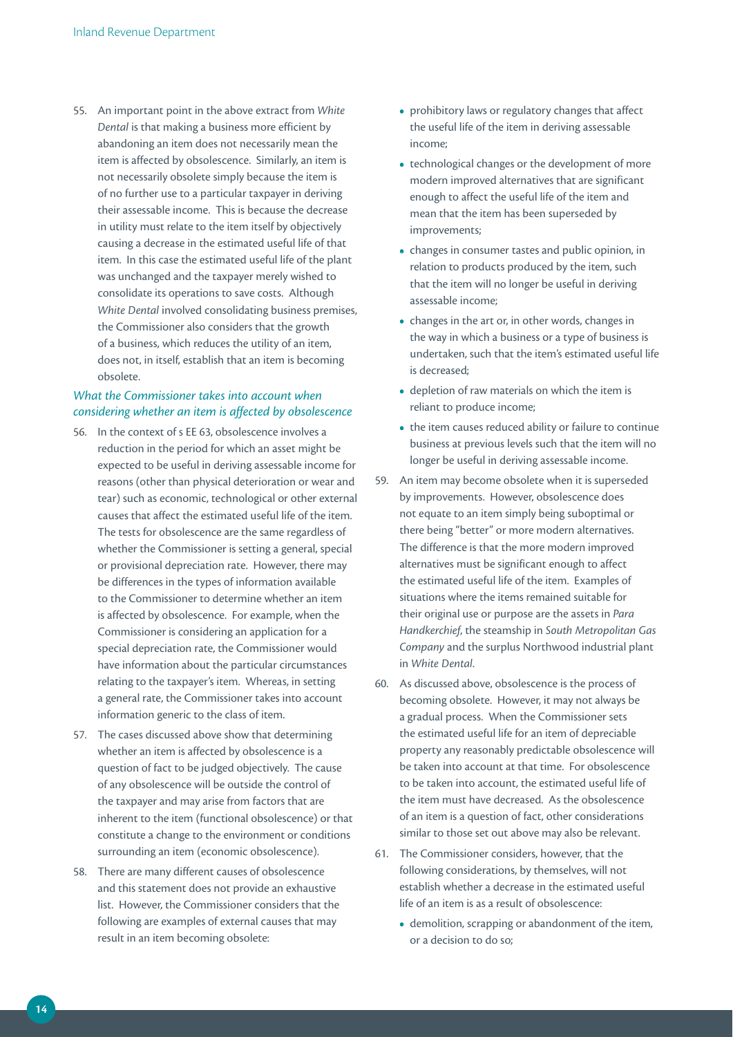55. An important point in the above extract from *White Dental* is that making a business more efficient by abandoning an item does not necessarily mean the item is affected by obsolescence. Similarly, an item is not necessarily obsolete simply because the item is of no further use to a particular taxpayer in deriving their assessable income. This is because the decrease in utility must relate to the item itself by objectively causing a decrease in the estimated useful life of that item. In this case the estimated useful life of the plant was unchanged and the taxpayer merely wished to consolidate its operations to save costs. Although *White Dental* involved consolidating business premises, the Commissioner also considers that the growth of a business, which reduces the utility of an item, does not, in itself, establish that an item is becoming obsolete.

### *What the Commissioner takes into account when considering whether an item is affected by obsolescence*

56. In the context of s EE 63, obsolescence involves a reduction in the period for which an asset might be expected to be useful in deriving assessable income for reasons (other than physical deterioration or wear and tear) such as economic, technological or other external causes that affect the estimated useful life of the item. The tests for obsolescence are the same regardless of whether the Commissioner is setting a general, special or provisional depreciation rate. However, there may be differences in the types of information available to the Commissioner to determine whether an item is affected by obsolescence. For example, when the Commissioner is considering an application for a special depreciation rate, the Commissioner would have information about the particular circumstances relating to the taxpayer's item. Whereas, in setting a general rate, the Commissioner takes into account information generic to the class of item.

57. The cases discussed above show that determining whether an item is affected by obsolescence is a question of fact to be judged objectively. The cause of any obsolescence will be outside the control of the taxpayer and may arise from factors that are inherent to the item (functional obsolescence) or that constitute a change to the environment or conditions surrounding an item (economic obsolescence).

58. There are many different causes of obsolescence and this statement does not provide an exhaustive list. However, the Commissioner considers that the following are examples of external causes that may result in an item becoming obsolete:
    - prohibitory laws or regulatory changes that affect the useful life of the item in deriving assessable income;
    - technological changes or the development of more modern improved alternatives that are significant enough to affect the useful life of the item and mean that the item has been superseded by improvements;
    - changes in consumer tastes and public opinion, in relation to products produced by the item, such that the item will no longer be useful in deriving assessable income;
    - changes in the art or, in other words, changes in the way in which a business or a type of business is undertaken, such that the item's estimated useful life is decreased;
    - depletion of raw materials on which the item is reliant to produce income;
    - the item causes reduced ability or failure to continue business at previous levels such that the item will no longer be useful in deriving assessable income.

59. An item may become obsolete when it is superseded by improvements. However, obsolescence does not equate to an item simply being suboptimal or there being "better" or more modern alternatives. The difference is that the more modern improved alternatives must be significant enough to affect the estimated useful life of the item. Examples of situations where the items remained suitable for their original use or purpose are the assets in *Para Handkerchief*, the steamship in *South Metropolitan Gas Company* and the surplus Northwood industrial plant in *White Dental*.

60. As discussed above, obsolescence is the process of becoming obsolete. However, it may not always be a gradual process. When the Commissioner sets the estimated useful life for an item of depreciable property any reasonably predictable obsolescence will be taken into account at that time. For obsolescence to be taken into account, the estimated useful life of the item must have decreased. As the obsolescence of an item is a question of fact, other considerations similar to those set out above may also be relevant.

61. The Commissioner considers, however, that the following considerations, by themselves, will not establish whether a decrease in the estimated useful life of an item is as a result of obsolescence:
    - demolition, scrapping or abandonment of the item, or a decision to do so;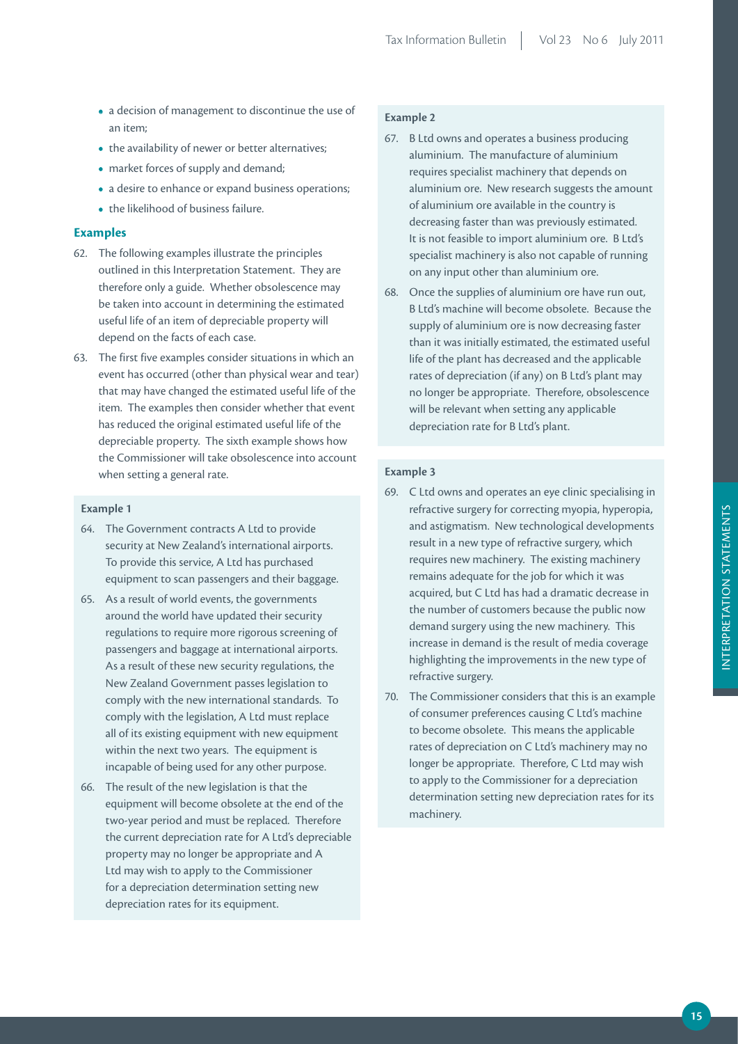- a decision of management to discontinue the use of an item;
- the availability of newer or better alternatives;
- market forces of supply and demand;
- a desire to enhance or expand business operations;
- the likelihood of business failure.

## Examples

62. The following examples illustrate the principles outlined in this Interpretation Statement. They are therefore only a guide. Whether obsolescence may be taken into account in determining the estimated useful life of an item of depreciable property will depend on the facts of each case.

63. The first five examples consider situations in which an event has occurred (other than physical wear and tear) that may have changed the estimated useful life of the item. The examples then consider whether that event has reduced the original estimated useful life of the depreciable property. The sixth example shows how the Commissioner will take obsolescence into account when setting a general rate.

### Example 1

64. The Government contracts A Ltd to provide security at New Zealand's international airports. To provide this service, A Ltd has purchased equipment to scan passengers and their baggage.

65. As a result of world events, the governments around the world have updated their security regulations to require more rigorous screening of passengers and baggage at international airports. As a result of these new security regulations, the New Zealand Government passes legislation to comply with the new international standards. To comply with the legislation, A Ltd must replace all of its existing equipment with new equipment within the next two years. The equipment is incapable of being used for any other purpose.

66. The result of the new legislation is that the equipment will become obsolete at the end of the two-year period and must be replaced. Therefore the current depreciation rate for A Ltd's depreciable property may no longer be appropriate and A Ltd may wish to apply to the Commissioner for a depreciation determination setting new depreciation rates for its equipment.

### Example 2

67. B Ltd owns and operates a business producing aluminium. The manufacture of aluminium requires specialist machinery that depends on aluminium ore. New research suggests the amount of aluminium ore available in the country is decreasing faster than was previously estimated. It is not feasible to import aluminium ore. B Ltd's specialist machinery is also not capable of running on any input other than aluminium ore.

68. Once the supplies of aluminium ore have run out, B Ltd's machine will become obsolete. Because the supply of aluminium ore is now decreasing faster than it was initially estimated, the estimated useful life of the plant has decreased and the applicable rates of depreciation (if any) on B Ltd's plant may no longer be appropriate. Therefore, obsolescence will be relevant when setting any applicable depreciation rate for B Ltd's plant.

### Example 3

69. C Ltd owns and operates an eye clinic specialising in refractive surgery for correcting myopia, hyperopia, and astigmatism. New technological developments result in a new type of refractive surgery, which requires new machinery. The existing machinery remains adequate for the job for which it was acquired, but C Ltd has had a dramatic decrease in the number of customers because the public now demand surgery using the new machinery. This increase in demand is the result of media coverage highlighting the improvements in the new type of refractive surgery.

70. The Commissioner considers that this is an example of consumer preferences causing C Ltd's machine to become obsolete. This means the applicable rates of depreciation on C Ltd's machinery may no longer be appropriate. Therefore, C Ltd may wish to apply to the Commissioner for a depreciation determination setting new depreciation rates for its machinery.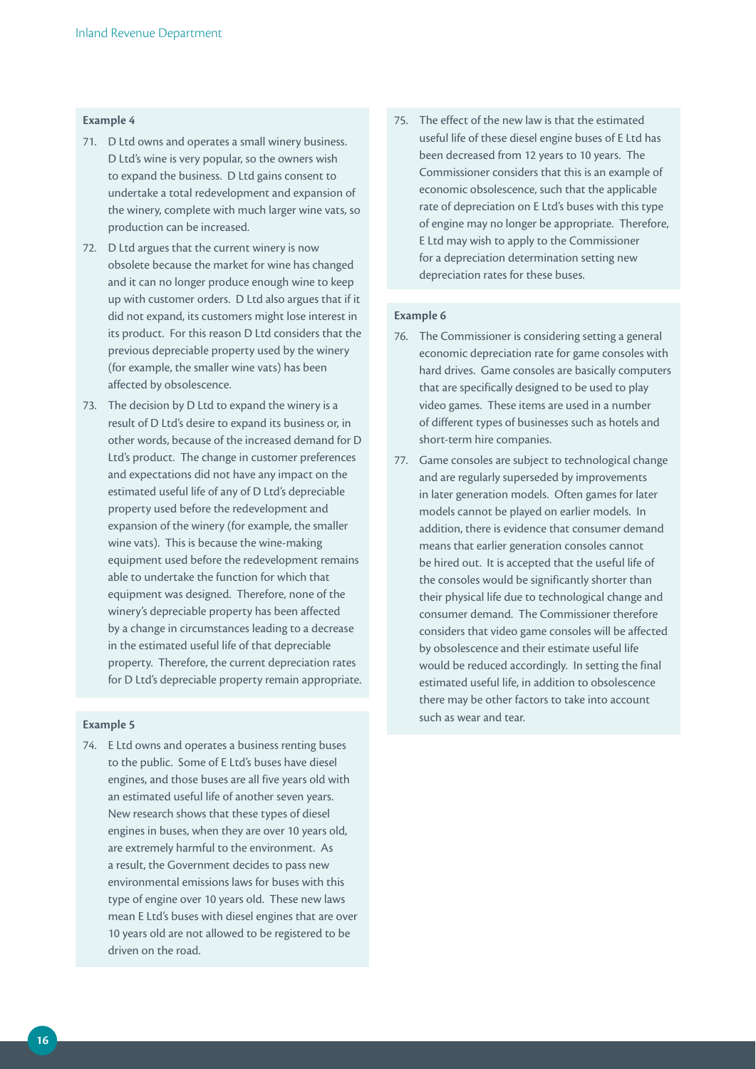**Example 4**

71. D Ltd owns and operates a small winery business. D Ltd's wine is very popular, so the owners wish to expand the business. D Ltd gains consent to undertake a total redevelopment and expansion of the winery, complete with much larger wine vats, so production can be increased.

72. D Ltd argues that the current winery is now obsolete because the market for wine has changed and it can no longer produce enough wine to keep up with customer orders. D Ltd also argues that if it did not expand, its customers might lose interest in its product. For this reason D Ltd considers that the previous depreciable property used by the winery (for example, the smaller wine vats) has been affected by obsolescence.

73. The decision by D Ltd to expand the winery is a result of D Ltd's desire to expand its business or, in other words, because of the increased demand for D Ltd's product. The change in customer preferences and expectations did not have any impact on the estimated useful life of any of D Ltd's depreciable property used before the redevelopment and expansion of the winery (for example, the smaller wine vats). This is because the wine-making equipment used before the redevelopment remains able to undertake the function for which that equipment was designed. Therefore, none of the winery's depreciable property has been affected by a change in circumstances leading to a decrease in the estimated useful life of that depreciable property. Therefore, the current depreciation rates for D Ltd's depreciable property remain appropriate.

**Example 5**

74. E Ltd owns and operates a business renting buses to the public. Some of E Ltd's buses have diesel engines, and those buses are all five years old with an estimated useful life of another seven years. New research shows that these types of diesel engines in buses, when they are over 10 years old, are extremely harmful to the environment. As a result, the Government decides to pass new environmental emissions laws for buses with this type of engine over 10 years old. These new laws mean E Ltd's buses with diesel engines that are over 10 years old are not allowed to be registered to be driven on the road.

75. The effect of the new law is that the estimated useful life of these diesel engine buses of E Ltd has been decreased from 12 years to 10 years. The Commissioner considers that this is an example of economic obsolescence, such that the applicable rate of depreciation on E Ltd's buses with this type of engine may no longer be appropriate. Therefore, E Ltd may wish to apply to the Commissioner for a depreciation determination setting new depreciation rates for these buses.

**Example 6**

76. The Commissioner is considering setting a general economic depreciation rate for game consoles with hard drives. Game consoles are basically computers that are specifically designed to be used to play video games. These items are used in a number of different types of businesses such as hotels and short-term hire companies.

77. Game consoles are subject to technological change and are regularly superseded by improvements in later generation models. Often games for later models cannot be played on earlier models. In addition, there is evidence that consumer demand means that earlier generation consoles cannot be hired out. It is accepted that the useful life of the consoles would be significantly shorter than their physical life due to technological change and consumer demand. The Commissioner therefore considers that video game consoles will be affected by obsolescence and their estimate useful life would be reduced accordingly. In setting the final estimated useful life, in addition to obsolescence there may be other factors to take into account such as wear and tear.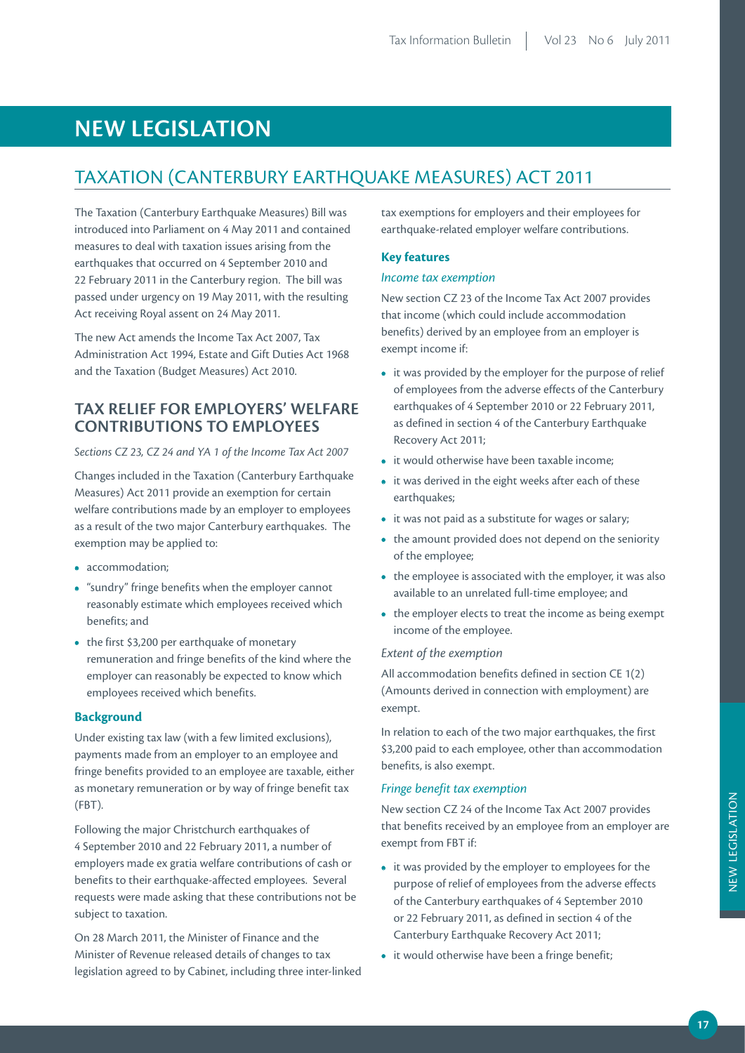# NEW LEGISLATION

## TAXATION (CANTERBURY EARTHQUAKE MEASURES) ACT 2011

The Taxation (Canterbury Earthquake Measures) Bill was introduced into Parliament on 4 May 2011 and contained measures to deal with taxation issues arising from the earthquakes that occurred on 4 September 2010 and 22 February 2011 in the Canterbury region. The bill was passed under urgency on 19 May 2011, with the resulting Act receiving Royal assent on 24 May 2011.

The new Act amends the Income Tax Act 2007, Tax Administration Act 1994, Estate and Gift Duties Act 1968 and the Taxation (Budget Measures) Act 2010.

### TAX RELIEF FOR EMPLOYERS' WELFARE CONTRIBUTIONS TO EMPLOYEES

*Sections CZ 23, CZ 24 and YA 1 of the Income Tax Act 2007*

Changes included in the Taxation (Canterbury Earthquake Measures) Act 2011 provide an exemption for certain welfare contributions made by an employer to employees as a result of the two major Canterbury earthquakes. The exemption may be applied to:

- accommodation;
- "sundry" fringe benefits when the employer cannot reasonably estimate which employees received which benefits; and
- the first $3,200 per earthquake of monetary remuneration and fringe benefits of the kind where the employer can reasonably be expected to know which employees received which benefits.

#### Background

Under existing tax law (with a few limited exclusions), payments made from an employer to an employee and fringe benefits provided to an employee are taxable, either as monetary remuneration or by way of fringe benefit tax (FBT).

Following the major Christchurch earthquakes of 4 September 2010 and 22 February 2011, a number of employers made ex gratia welfare contributions of cash or benefits to their earthquake-affected employees. Several requests were made asking that these contributions not be subject to taxation.

On 28 March 2011, the Minister of Finance and the Minister of Revenue released details of changes to tax legislation agreed to by Cabinet, including three inter-linked tax exemptions for employers and their employees for earthquake-related employer welfare contributions.

#### Key features

*Income tax exemption*

New section CZ 23 of the Income Tax Act 2007 provides that income (which could include accommodation benefits) derived by an employee from an employer is exempt income if:

- it was provided by the employer for the purpose of relief of employees from the adverse effects of the Canterbury earthquakes of 4 September 2010 or 22 February 2011, as defined in section 4 of the Canterbury Earthquake Recovery Act 2011;
- it would otherwise have been taxable income;
- it was derived in the eight weeks after each of these earthquakes;
- it was not paid as a substitute for wages or salary;
- the amount provided does not depend on the seniority of the employee;
- the employee is associated with the employer, it was also available to an unrelated full-time employee; and
- the employer elects to treat the income as being exempt income of the employee.

*Extent of the exemption*

All accommodation benefits defined in section CE 1(2) (Amounts derived in connection with employment) are exempt.

In relation to each of the two major earthquakes, the first $3,200 paid to each employee, other than accommodation benefits, is also exempt.

*Fringe benefit tax exemption*

New section CZ 24 of the Income Tax Act 2007 provides that benefits received by an employee from an employer are exempt from FBT if:

- it was provided by the employer to employees for the purpose of relief of employees from the adverse effects of the Canterbury earthquakes of 4 September 2010 or 22 February 2011, as defined in section 4 of the Canterbury Earthquake Recovery Act 2011;
- it would otherwise have been a fringe benefit;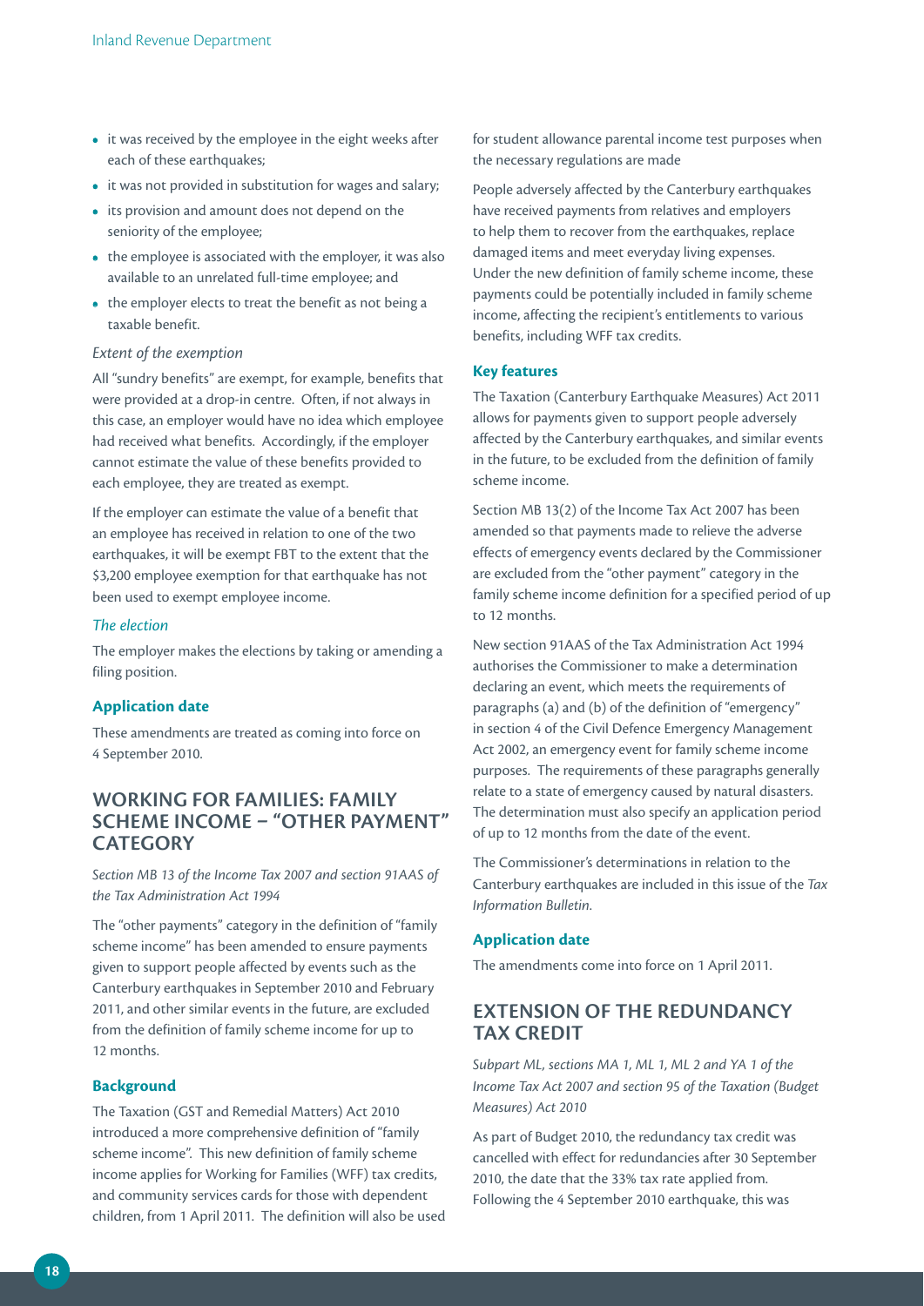- it was received by the employee in the eight weeks after each of these earthquakes;
- it was not provided in substitution for wages and salary;
- its provision and amount does not depend on the seniority of the employee;
- the employee is associated with the employer, it was also available to an unrelated full-time employee; and
- the employer elects to treat the benefit as not being a taxable benefit.

*Extent of the exemption*

All "sundry benefits" are exempt, for example, benefits that were provided at a drop-in centre. Often, if not always in this case, an employer would have no idea which employee had received what benefits. Accordingly, if the employer cannot estimate the value of these benefits provided to each employee, they are treated as exempt.

If the employer can estimate the value of a benefit that an employee has received in relation to one of the two earthquakes, it will be exempt FBT to the extent that the $3,200 employee exemption for that earthquake has not been used to exempt employee income.

*The election*

The employer makes the elections by taking or amending a filing position.

### Application date

These amendments are treated as coming into force on 4 September 2010.

## WORKING FOR FAMILIES: FAMILY SCHEME INCOME – "OTHER PAYMENT" CATEGORY

*Section MB 13 of the Income Tax 2007 and section 91AAS of the Tax Administration Act 1994*

The "other payments" category in the definition of "family scheme income" has been amended to ensure payments given to support people affected by events such as the Canterbury earthquakes in September 2010 and February 2011, and other similar events in the future, are excluded from the definition of family scheme income for up to 12 months.

### Background

The Taxation (GST and Remedial Matters) Act 2010 introduced a more comprehensive definition of "family scheme income". This new definition of family scheme income applies for Working for Families (WFF) tax credits, and community services cards for those with dependent children, from 1 April 2011. The definition will also be used for student allowance parental income test purposes when the necessary regulations are made

People adversely affected by the Canterbury earthquakes have received payments from relatives and employers to help them to recover from the earthquakes, replace damaged items and meet everyday living expenses. Under the new definition of family scheme income, these payments could be potentially included in family scheme income, affecting the recipient's entitlements to various benefits, including WFF tax credits.

### Key features

The Taxation (Canterbury Earthquake Measures) Act 2011 allows for payments given to support people adversely affected by the Canterbury earthquakes, and similar events in the future, to be excluded from the definition of family scheme income.

Section MB 13(2) of the Income Tax Act 2007 has been amended so that payments made to relieve the adverse effects of emergency events declared by the Commissioner are excluded from the "other payment" category in the family scheme income definition for a specified period of up to 12 months.

New section 91AAS of the Tax Administration Act 1994 authorises the Commissioner to make a determination declaring an event, which meets the requirements of paragraphs (a) and (b) of the definition of "emergency" in section 4 of the Civil Defence Emergency Management Act 2002, an emergency event for family scheme income purposes. The requirements of these paragraphs generally relate to a state of emergency caused by natural disasters. The determination must also specify an application period of up to 12 months from the date of the event.

The Commissioner's determinations in relation to the Canterbury earthquakes are included in this issue of the *Tax Information Bulletin*.

### Application date

The amendments come into force on 1 April 2011.

## EXTENSION OF THE REDUNDANCY TAX CREDIT

*Subpart ML, sections MA 1, ML 1, ML 2 and YA 1 of the Income Tax Act 2007 and section 95 of the Taxation (Budget Measures) Act 2010*

As part of Budget 2010, the redundancy tax credit was cancelled with effect for redundancies after 30 September 2010, the date that the 33% tax rate applied from. Following the 4 September 2010 earthquake, this was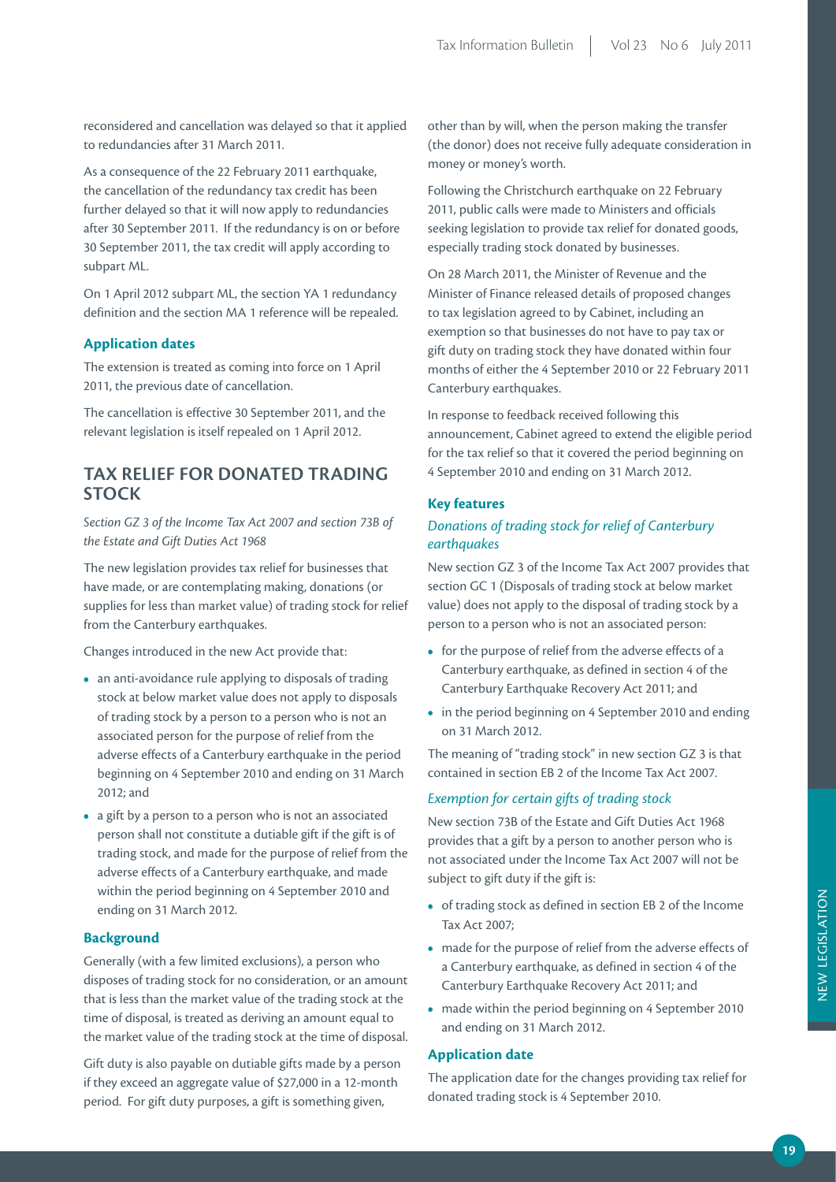reconsidered and cancellation was delayed so that it applied to redundancies after 31 March 2011.

As a consequence of the 22 February 2011 earthquake, the cancellation of the redundancy tax credit has been further delayed so that it will now apply to redundancies after 30 September 2011. If the redundancy is on or before 30 September 2011, the tax credit will apply according to subpart ML.

On 1 April 2012 subpart ML, the section YA 1 redundancy definition and the section MA 1 reference will be repealed.

### Application dates

The extension is treated as coming into force on 1 April 2011, the previous date of cancellation.

The cancellation is effective 30 September 2011, and the relevant legislation is itself repealed on 1 April 2012.

## TAX RELIEF FOR DONATED TRADING STOCK

*Section GZ 3 of the Income Tax Act 2007 and section 73B of the Estate and Gift Duties Act 1968*

The new legislation provides tax relief for businesses that have made, or are contemplating making, donations (or supplies for less than market value) of trading stock for relief from the Canterbury earthquakes.

Changes introduced in the new Act provide that:

- an anti-avoidance rule applying to disposals of trading stock at below market value does not apply to disposals of trading stock by a person to a person who is not an associated person for the purpose of relief from the adverse effects of a Canterbury earthquake in the period beginning on 4 September 2010 and ending on 31 March 2012; and
- a gift by a person to a person who is not an associated person shall not constitute a dutiable gift if the gift is of trading stock, and made for the purpose of relief from the adverse effects of a Canterbury earthquake, and made within the period beginning on 4 September 2010 and ending on 31 March 2012.

### Background

Generally (with a few limited exclusions), a person who disposes of trading stock for no consideration, or an amount that is less than the market value of the trading stock at the time of disposal, is treated as deriving an amount equal to the market value of the trading stock at the time of disposal.

Gift duty is also payable on dutiable gifts made by a person if they exceed an aggregate value of $27,000 in a 12-month period. For gift duty purposes, a gift is something given, other than by will, when the person making the transfer (the donor) does not receive fully adequate consideration in money or money's worth.

Following the Christchurch earthquake on 22 February 2011, public calls were made to Ministers and officials seeking legislation to provide tax relief for donated goods, especially trading stock donated by businesses.

On 28 March 2011, the Minister of Revenue and the Minister of Finance released details of proposed changes to tax legislation agreed to by Cabinet, including an exemption so that businesses do not have to pay tax or gift duty on trading stock they have donated within four months of either the 4 September 2010 or 22 February 2011 Canterbury earthquakes.

In response to feedback received following this announcement, Cabinet agreed to extend the eligible period for the tax relief so that it covered the period beginning on 4 September 2010 and ending on 31 March 2012.

### Key features

*Donations of trading stock for relief of Canterbury earthquakes*

New section GZ 3 of the Income Tax Act 2007 provides that section GC 1 (Disposals of trading stock at below market value) does not apply to the disposal of trading stock by a person to a person who is not an associated person:

- for the purpose of relief from the adverse effects of a Canterbury earthquake, as defined in section 4 of the Canterbury Earthquake Recovery Act 2011; and
- in the period beginning on 4 September 2010 and ending on 31 March 2012.

The meaning of "trading stock" in new section GZ 3 is that contained in section EB 2 of the Income Tax Act 2007.

*Exemption for certain gifts of trading stock*

New section 73B of the Estate and Gift Duties Act 1968 provides that a gift by a person to another person who is not associated under the Income Tax Act 2007 will not be subject to gift duty if the gift is:

- of trading stock as defined in section EB 2 of the Income Tax Act 2007;
- made for the purpose of relief from the adverse effects of a Canterbury earthquake, as defined in section 4 of the Canterbury Earthquake Recovery Act 2011; and
- made within the period beginning on 4 September 2010 and ending on 31 March 2012.

### Application date

The application date for the changes providing tax relief for donated trading stock is 4 September 2010.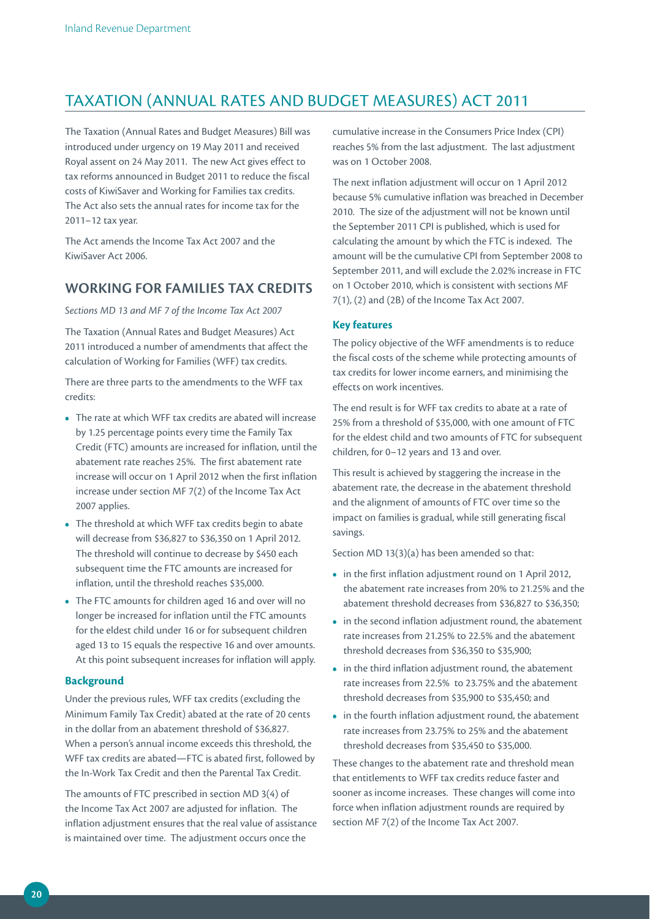# TAXATION (ANNUAL RATES AND BUDGET MEASURES) ACT 2011

The Taxation (Annual Rates and Budget Measures) Bill was introduced under urgency on 19 May 2011 and received Royal assent on 24 May 2011. The new Act gives effect to tax reforms announced in Budget 2011 to reduce the fiscal costs of KiwiSaver and Working for Families tax credits. The Act also sets the annual rates for income tax for the 2011–12 tax year.

The Act amends the Income Tax Act 2007 and the KiwiSaver Act 2006.

## WORKING FOR FAMILIES TAX CREDITS

*Sections MD 13 and MF 7 of the Income Tax Act 2007*

The Taxation (Annual Rates and Budget Measures) Act 2011 introduced a number of amendments that affect the calculation of Working for Families (WFF) tax credits.

There are three parts to the amendments to the WFF tax credits:

- The rate at which WFF tax credits are abated will increase by 1.25 percentage points every time the Family Tax Credit (FTC) amounts are increased for inflation, until the abatement rate reaches 25%. The first abatement rate increase will occur on 1 April 2012 when the first inflation increase under section MF 7(2) of the Income Tax Act 2007 applies.
- The threshold at which WFF tax credits begin to abate will decrease from $36,827 to $36,350 on 1 April 2012. The threshold will continue to decrease by $450 each subsequent time the FTC amounts are increased for inflation, until the threshold reaches $35,000.
- The FTC amounts for children aged 16 and over will no longer be increased for inflation until the FTC amounts for the eldest child under 16 or for subsequent children aged 13 to 15 equals the respective 16 and over amounts. At this point subsequent increases for inflation will apply.

### Background

Under the previous rules, WFF tax credits (excluding the Minimum Family Tax Credit) abated at the rate of 20 cents in the dollar from an abatement threshold of $36,827. When a person's annual income exceeds this threshold, the WFF tax credits are abated—FTC is abated first, followed by the In-Work Tax Credit and then the Parental Tax Credit.

The amounts of FTC prescribed in section MD 3(4) of the Income Tax Act 2007 are adjusted for inflation. The inflation adjustment ensures that the real value of assistance is maintained over time. The adjustment occurs once the cumulative increase in the Consumers Price Index (CPI) reaches 5% from the last adjustment. The last adjustment was on 1 October 2008.

The next inflation adjustment will occur on 1 April 2012 because 5% cumulative inflation was breached in December 2010. The size of the adjustment will not be known until the September 2011 CPI is published, which is used for calculating the amount by which the FTC is indexed. The amount will be the cumulative CPI from September 2008 to September 2011, and will exclude the 2.02% increase in FTC on 1 October 2010, which is consistent with sections MF 7(1), (2) and (2B) of the Income Tax Act 2007.

### Key features

The policy objective of the WFF amendments is to reduce the fiscal costs of the scheme while protecting amounts of tax credits for lower income earners, and minimising the effects on work incentives.

The end result is for WFF tax credits to abate at a rate of 25% from a threshold of $35,000, with one amount of FTC for the eldest child and two amounts of FTC for subsequent children, for 0–12 years and 13 and over.

This result is achieved by staggering the increase in the abatement rate, the decrease in the abatement threshold and the alignment of amounts of FTC over time so the impact on families is gradual, while still generating fiscal savings.

Section MD 13(3)(a) has been amended so that:

- in the first inflation adjustment round on 1 April 2012, the abatement rate increases from 20% to 21.25% and the abatement threshold decreases from $36,827 to $36,350;
- in the second inflation adjustment round, the abatement rate increases from 21.25% to 22.5% and the abatement threshold decreases from $36,350 to $35,900;
- in the third inflation adjustment round, the abatement rate increases from 22.5% to 23.75% and the abatement threshold decreases from $35,900 to $35,450; and
- in the fourth inflation adjustment round, the abatement rate increases from 23.75% to 25% and the abatement threshold decreases from $35,450 to $35,000.

These changes to the abatement rate and threshold mean that entitlements to WFF tax credits reduce faster and sooner as income increases. These changes will come into force when inflation adjustment rounds are required by section MF 7(2) of the Income Tax Act 2007.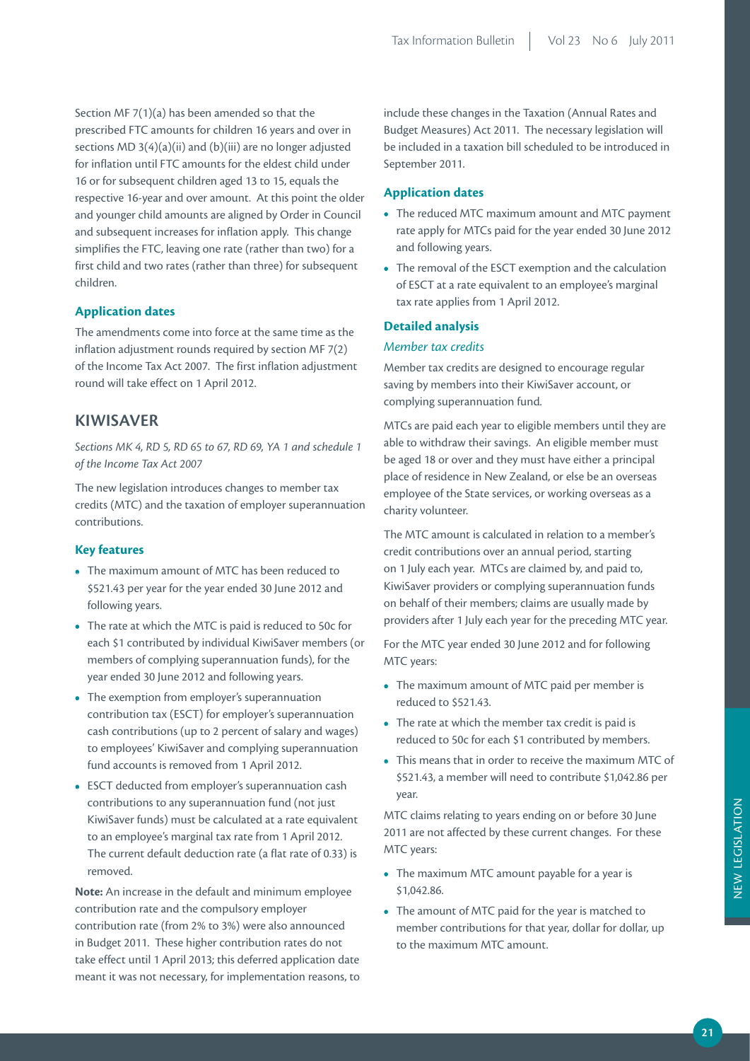Section MF 7(1)(a) has been amended so that the prescribed FTC amounts for children 16 years and over in sections MD 3(4)(a)(ii) and (b)(iii) are no longer adjusted for inflation until FTC amounts for the eldest child under 16 or for subsequent children aged 13 to 15, equals the respective 16-year and over amount. At this point the older and younger child amounts are aligned by Order in Council and subsequent increases for inflation apply. This change simplifies the FTC, leaving one rate (rather than two) for a first child and two rates (rather than three) for subsequent children.

### Application dates

The amendments come into force at the same time as the inflation adjustment rounds required by section MF 7(2) of the Income Tax Act 2007. The first inflation adjustment round will take effect on 1 April 2012.

## KIWISAVER

*Sections MK 4, RD 5, RD 65 to 67, RD 69, YA 1 and schedule 1 of the Income Tax Act 2007*

The new legislation introduces changes to member tax credits (MTC) and the taxation of employer superannuation contributions.

### Key features

- The maximum amount of MTC has been reduced to $521.43 per year for the year ended 30 June 2012 and following years.
- The rate at which the MTC is paid is reduced to 50c for each $1 contributed by individual KiwiSaver members (or members of complying superannuation funds), for the year ended 30 June 2012 and following years.
- The exemption from employer's superannuation contribution tax (ESCT) for employer's superannuation cash contributions (up to 2 percent of salary and wages) to employees' KiwiSaver and complying superannuation fund accounts is removed from 1 April 2012.
- ESCT deducted from employer's superannuation cash contributions to any superannuation fund (not just KiwiSaver funds) must be calculated at a rate equivalent to an employee's marginal tax rate from 1 April 2012. The current default deduction rate (a flat rate of 0.33) is removed.

**Note:** An increase in the default and minimum employee contribution rate and the compulsory employer contribution rate (from 2% to 3%) were also announced in Budget 2011. These higher contribution rates do not take effect until 1 April 2013; this deferred application date meant it was not necessary, for implementation reasons, to include these changes in the Taxation (Annual Rates and Budget Measures) Act 2011. The necessary legislation will be included in a taxation bill scheduled to be introduced in September 2011.

### Application dates

- The reduced MTC maximum amount and MTC payment rate apply for MTCs paid for the year ended 30 June 2012 and following years.
- The removal of the ESCT exemption and the calculation of ESCT at a rate equivalent to an employee's marginal tax rate applies from 1 April 2012.

### Detailed analysis

*Member tax credits*

Member tax credits are designed to encourage regular saving by members into their KiwiSaver account, or complying superannuation fund.

MTCs are paid each year to eligible members until they are able to withdraw their savings. An eligible member must be aged 18 or over and they must have either a principal place of residence in New Zealand, or else be an overseas employee of the State services, or working overseas as a charity volunteer.

The MTC amount is calculated in relation to a member's credit contributions over an annual period, starting on 1 July each year. MTCs are claimed by, and paid to, KiwiSaver providers or complying superannuation funds on behalf of their members; claims are usually made by providers after 1 July each year for the preceding MTC year.

For the MTC year ended 30 June 2012 and for following MTC years:

- The maximum amount of MTC paid per member is reduced to $521.43.
- The rate at which the member tax credit is paid is reduced to 50c for each $1 contributed by members.
- This means that in order to receive the maximum MTC of $521.43, a member will need to contribute $1,042.86 per year.

MTC claims relating to years ending on or before 30 June 2011 are not affected by these current changes. For these MTC years:

- The maximum MTC amount payable for a year is $1,042.86.
- The amount of MTC paid for the year is matched to member contributions for that year, dollar for dollar, up to the maximum MTC amount.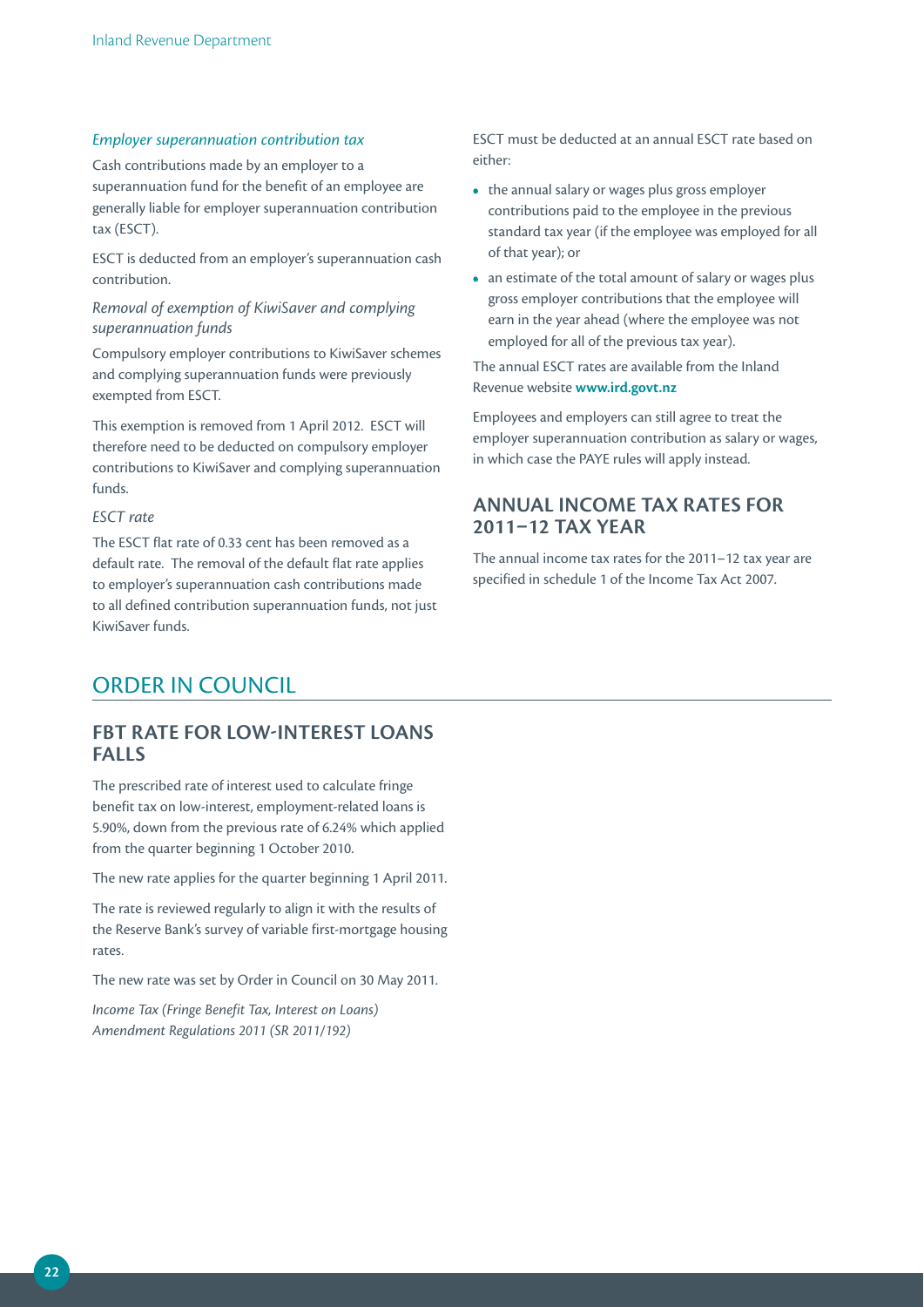*Employer superannuation contribution tax*

Cash contributions made by an employer to a superannuation fund for the benefit of an employee are generally liable for employer superannuation contribution tax (ESCT).

ESCT is deducted from an employer's superannuation cash contribution.

*Removal of exemption of KiwiSaver and complying superannuation funds*

Compulsory employer contributions to KiwiSaver schemes and complying superannuation funds were previously exempted from ESCT.

This exemption is removed from 1 April 2012. ESCT will therefore need to be deducted on compulsory employer contributions to KiwiSaver and complying superannuation funds.

*ESCT rate*

The ESCT flat rate of 0.33 cent has been removed as a default rate. The removal of the default flat rate applies to employer's superannuation cash contributions made to all defined contribution superannuation funds, not just KiwiSaver funds.

ESCT must be deducted at an annual ESCT rate based on either:

- the annual salary or wages plus gross employer contributions paid to the employee in the previous standard tax year (if the employee was employed for all of that year); or
- an estimate of the total amount of salary or wages plus gross employer contributions that the employee will earn in the year ahead (where the employee was not employed for all of the previous tax year).

The annual ESCT rates are available from the Inland Revenue website **www.ird.govt.nz**

Employees and employers can still agree to treat the employer superannuation contribution as salary or wages, in which case the PAYE rules will apply instead.

## ANNUAL INCOME TAX RATES FOR 2011–12 TAX YEAR

The annual income tax rates for the 2011–12 tax year are specified in schedule 1 of the Income Tax Act 2007.

# ORDER IN COUNCIL

## FBT RATE FOR LOW-INTEREST LOANS FALLS

The prescribed rate of interest used to calculate fringe benefit tax on low-interest, employment-related loans is 5.90%, down from the previous rate of 6.24% which applied from the quarter beginning 1 October 2010.

The new rate applies for the quarter beginning 1 April 2011.

The rate is reviewed regularly to align it with the results of the Reserve Bank's survey of variable first-mortgage housing rates.

The new rate was set by Order in Council on 30 May 2011.

*Income Tax (Fringe Benefit Tax, Interest on Loans) Amendment Regulations 2011 (SR 2011/192)*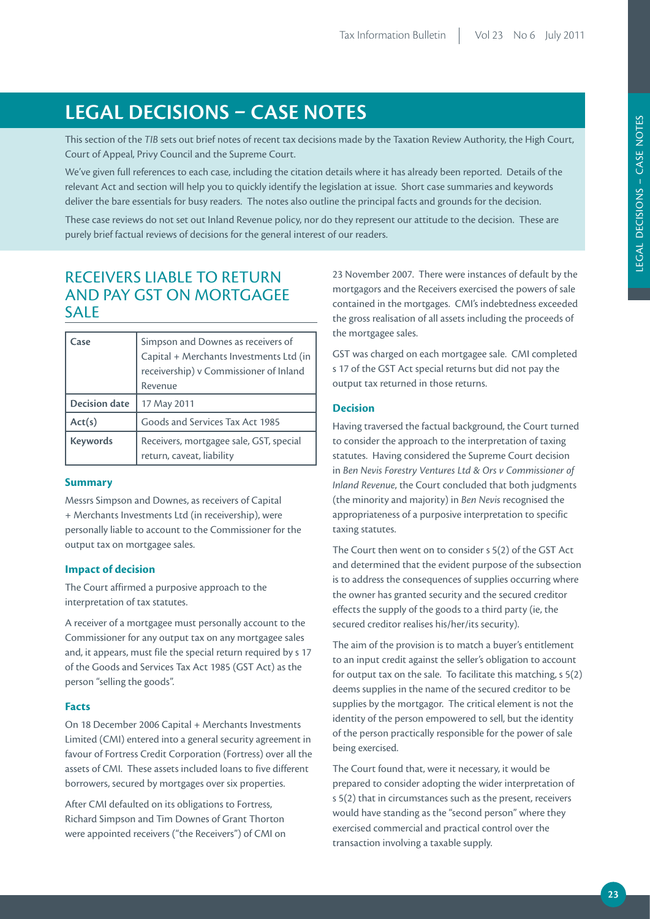# LEGAL DECISIONS – CASE NOTES

This section of the *TIB* sets out brief notes of recent tax decisions made by the Taxation Review Authority, the High Court, Court of Appeal, Privy Council and the Supreme Court.

We've given full references to each case, including the citation details where it has already been reported. Details of the relevant Act and section will help you to quickly identify the legislation at issue. Short case summaries and keywords deliver the bare essentials for busy readers. The notes also outline the principal facts and grounds for the decision.

These case reviews do not set out Inland Revenue policy, nor do they represent our attitude to the decision. These are purely brief factual reviews of decisions for the general interest of our readers.

## RECEIVERS LIABLE TO RETURN AND PAY GST ON MORTGAGEE SALE

| Case | Simpson and Downes as receivers of Capital + Merchants Investments Ltd (in receivership) v Commissioner of Inland Revenue |
|---|---|
| Decision date | 17 May 2011 |
| Act(s) | Goods and Services Tax Act 1985 |
| Keywords | Receivers, mortgagee sale, GST, special return, caveat, liability |

### Summary

Messrs Simpson and Downes, as receivers of Capital + Merchants Investments Ltd (in receivership), were personally liable to account to the Commissioner for the output tax on mortgagee sales.

### Impact of decision

The Court affirmed a purposive approach to the interpretation of tax statutes.

A receiver of a mortgagee must personally account to the Commissioner for any output tax on any mortgagee sales and, it appears, must file the special return required by s 17 of the Goods and Services Tax Act 1985 (GST Act) as the person "selling the goods".

### Facts

On 18 December 2006 Capital + Merchants Investments Limited (CMI) entered into a general security agreement in favour of Fortress Credit Corporation (Fortress) over all the assets of CMI. These assets included loans to five different borrowers, secured by mortgages over six properties.

After CMI defaulted on its obligations to Fortress, Richard Simpson and Tim Downes of Grant Thorton were appointed receivers ("the Receivers") of CMI on 23 November 2007. There were instances of default by the mortgagors and the Receivers exercised the powers of sale contained in the mortgages. CMI's indebtedness exceeded the gross realisation of all assets including the proceeds of the mortgagee sales.

GST was charged on each mortgagee sale. CMI completed s 17 of the GST Act special returns but did not pay the output tax returned in those returns.

### Decision

Having traversed the factual background, the Court turned to consider the approach to the interpretation of taxing statutes. Having considered the Supreme Court decision in *Ben Nevis Forestry Ventures Ltd & Ors v Commissioner of Inland Revenue*, the Court concluded that both judgments (the minority and majority) in *Ben Nevis* recognised the appropriateness of a purposive interpretation to specific taxing statutes.

The Court then went on to consider s 5(2) of the GST Act and determined that the evident purpose of the subsection is to address the consequences of supplies occurring where the owner has granted security and the secured creditor effects the supply of the goods to a third party (ie, the secured creditor realises his/her/its security).

The aim of the provision is to match a buyer's entitlement to an input credit against the seller's obligation to account for output tax on the sale. To facilitate this matching, s 5(2) deems supplies in the name of the secured creditor to be supplies by the mortgagor. The critical element is not the identity of the person empowered to sell, but the identity of the person practically responsible for the power of sale being exercised.

The Court found that, were it necessary, it would be prepared to consider adopting the wider interpretation of s 5(2) that in circumstances such as the present, receivers would have standing as the "second person" where they exercised commercial and practical control over the transaction involving a taxable supply.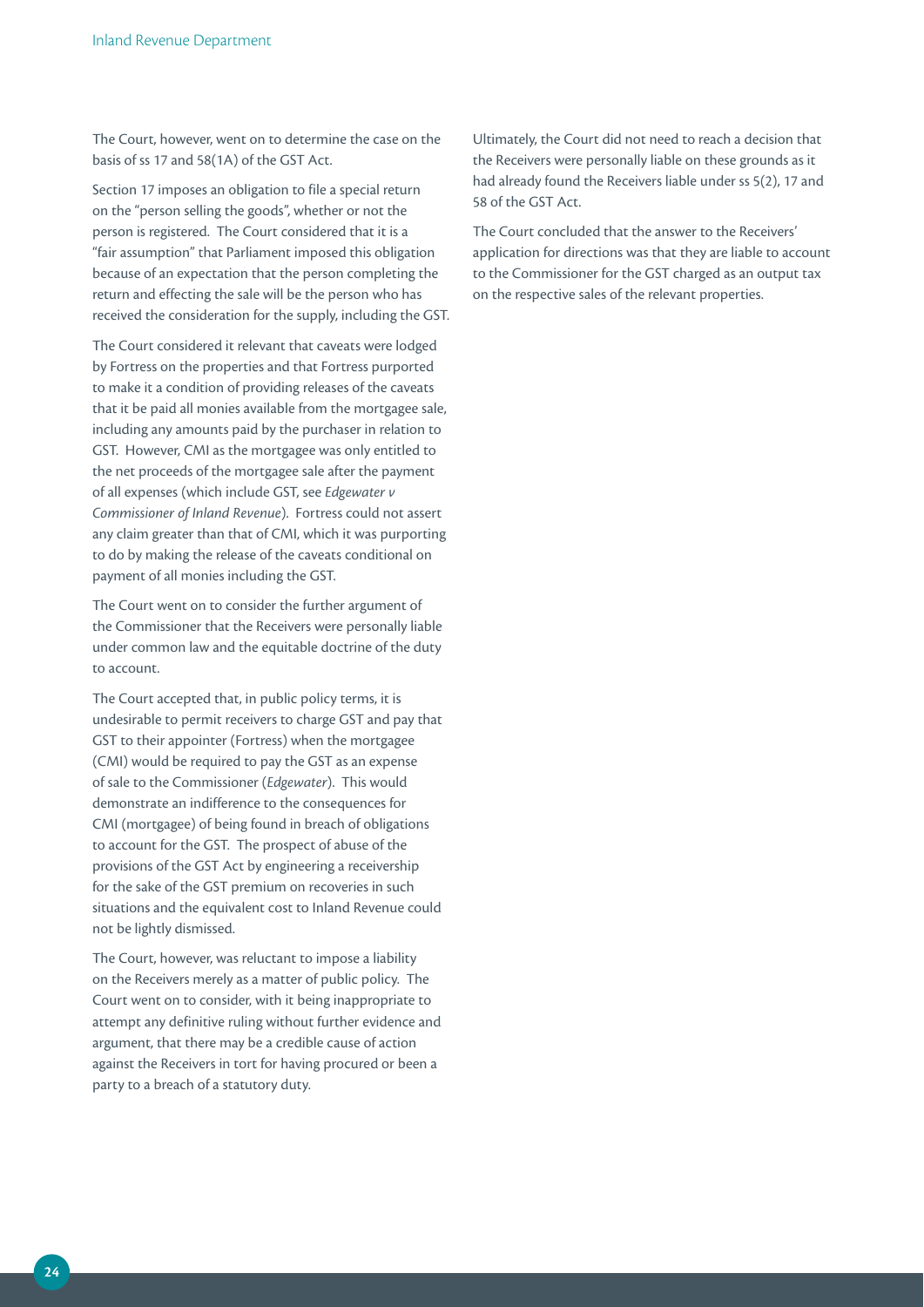The Court, however, went on to determine the case on the basis of ss 17 and 58(1A) of the GST Act.

Section 17 imposes an obligation to file a special return on the "person selling the goods", whether or not the person is registered. The Court considered that it is a "fair assumption" that Parliament imposed this obligation because of an expectation that the person completing the return and effecting the sale will be the person who has received the consideration for the supply, including the GST.

The Court considered it relevant that caveats were lodged by Fortress on the properties and that Fortress purported to make it a condition of providing releases of the caveats that it be paid all monies available from the mortgagee sale, including any amounts paid by the purchaser in relation to GST. However, CMI as the mortgagee was only entitled to the net proceeds of the mortgagee sale after the payment of all expenses (which include GST, see *Edgewater v Commissioner of Inland Revenue*). Fortress could not assert any claim greater than that of CMI, which it was purporting to do by making the release of the caveats conditional on payment of all monies including the GST.

The Court went on to consider the further argument of the Commissioner that the Receivers were personally liable under common law and the equitable doctrine of the duty to account.

The Court accepted that, in public policy terms, it is undesirable to permit receivers to charge GST and pay that GST to their appointer (Fortress) when the mortgagee (CMI) would be required to pay the GST as an expense of sale to the Commissioner (*Edgewater*). This would demonstrate an indifference to the consequences for CMI (mortgagee) of being found in breach of obligations to account for the GST. The prospect of abuse of the provisions of the GST Act by engineering a receivership for the sake of the GST premium on recoveries in such situations and the equivalent cost to Inland Revenue could not be lightly dismissed.

The Court, however, was reluctant to impose a liability on the Receivers merely as a matter of public policy. The Court went on to consider, with it being inappropriate to attempt any definitive ruling without further evidence and argument, that there may be a credible cause of action against the Receivers in tort for having procured or been a party to a breach of a statutory duty.

Ultimately, the Court did not need to reach a decision that the Receivers were personally liable on these grounds as it had already found the Receivers liable under ss 5(2), 17 and 58 of the GST Act.

The Court concluded that the answer to the Receivers' application for directions was that they are liable to account to the Commissioner for the GST charged as an output tax on the respective sales of the relevant properties.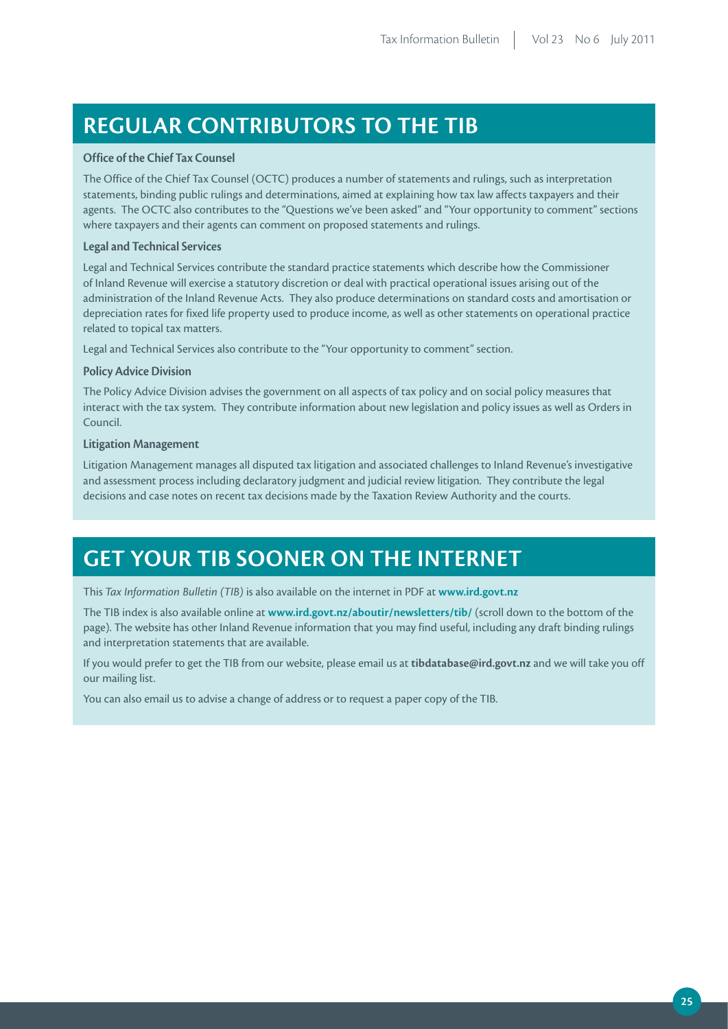## REGULAR CONTRIBUTORS TO THE TIB

**Office of the Chief Tax Counsel**

The Office of the Chief Tax Counsel (OCTC) produces a number of statements and rulings, such as interpretation statements, binding public rulings and determinations, aimed at explaining how tax law affects taxpayers and their agents. The OCTC also contributes to the "Questions we've been asked" and "Your opportunity to comment" sections where taxpayers and their agents can comment on proposed statements and rulings.

**Legal and Technical Services**

Legal and Technical Services contribute the standard practice statements which describe how the Commissioner of Inland Revenue will exercise a statutory discretion or deal with practical operational issues arising out of the administration of the Inland Revenue Acts. They also produce determinations on standard costs and amortisation or depreciation rates for fixed life property used to produce income, as well as other statements on operational practice related to topical tax matters.

Legal and Technical Services also contribute to the "Your opportunity to comment" section.

**Policy Advice Division**

The Policy Advice Division advises the government on all aspects of tax policy and on social policy measures that interact with the tax system. They contribute information about new legislation and policy issues as well as Orders in Council.

**Litigation Management**

Litigation Management manages all disputed tax litigation and associated challenges to Inland Revenue's investigative and assessment process including declaratory judgment and judicial review litigation. They contribute the legal decisions and case notes on recent tax decisions made by the Taxation Review Authority and the courts.

## GET YOUR TIB SOONER ON THE INTERNET

This *Tax Information Bulletin (TIB)* is also available on the internet in PDF at **www.ird.govt.nz**

The TIB index is also available online at **www.ird.govt.nz/aboutir/newsletters/tib/** (scroll down to the bottom of the page). The website has other Inland Revenue information that you may find useful, including any draft binding rulings and interpretation statements that are available.

If you would prefer to get the TIB from our website, please email us at **tibdatabase@ird.govt.nz** and we will take you off our mailing list.

You can also email us to advise a change of address or to request a paper copy of the TIB.